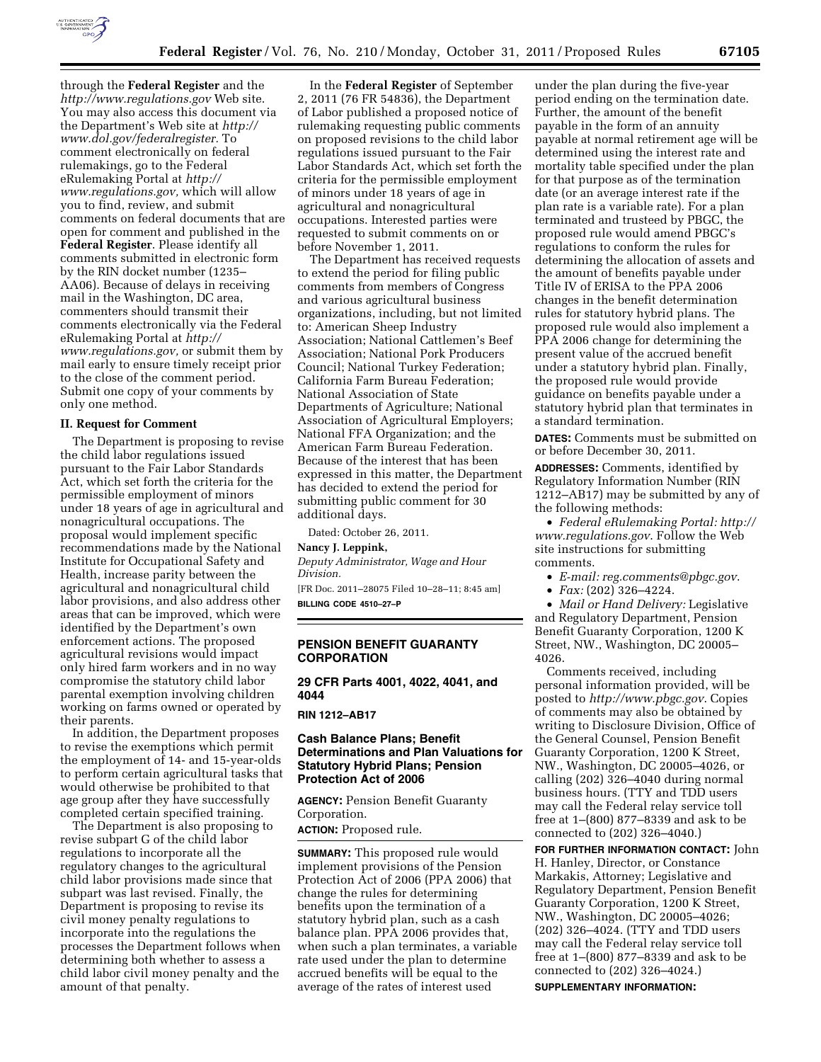through the **Federal Register** and the *http://www.regulations.gov* Web site. You may also access this document via the Department's Web site at *http://www.dol.gov/federalregister.* To comment electronically on federal rulemakings, go to the Federal eRulemaking Portal at *http://www.regulations.gov,* which will allow you to find, review, and submit comments on federal documents that are open for comment and published in the **Federal Register**. Please identify all comments submitted in electronic form by the RIN docket number (1235–AA06). Because of delays in receiving mail in the Washington, DC area, commenters should transmit their comments electronically via the Federal eRulemaking Portal at *http://www.regulations.gov,* or submit them by mail early to ensure timely receipt prior to the close of the comment period. Submit one copy of your comments by only one method.

**II. Request for Comment**

The Department is proposing to revise the child labor regulations issued pursuant to the Fair Labor Standards Act, which set forth the criteria for the permissible employment of minors under 18 years of age in agricultural and nonagricultural occupations. The proposal would implement specific recommendations made by the National Institute for Occupational Safety and Health, increase parity between the agricultural and nonagricultural child labor provisions, and also address other areas that can be improved, which were identified by the Department's own enforcement actions. The proposed agricultural revisions would impact only hired farm workers and in no way compromise the statutory child labor parental exemption involving children working on farms owned or operated by their parents.

In addition, the Department proposes to revise the exemptions which permit the employment of 14- and 15-year-olds to perform certain agricultural tasks that would otherwise be prohibited to that age group after they have successfully completed certain specified training.

The Department is also proposing to revise subpart G of the child labor regulations to incorporate all the regulatory changes to the agricultural child labor provisions made since that subpart was last revised. Finally, the Department is proposing to revise its civil money penalty regulations to incorporate into the regulations the processes the Department follows when determining both whether to assess a child labor civil money penalty and the amount of that penalty.

In the **Federal Register** of September 2, 2011 (76 FR 54836), the Department of Labor published a proposed notice of rulemaking requesting public comments on proposed revisions to the child labor regulations issued pursuant to the Fair Labor Standards Act, which set forth the criteria for the permissible employment of minors under 18 years of age in agricultural and nonagricultural occupations. Interested parties were requested to submit comments on or before November 1, 2011.

The Department has received requests to extend the period for filing public comments from members of Congress and various agricultural business organizations, including, but not limited to: American Sheep Industry Association; National Cattlemen's Beef Association; National Pork Producers Council; National Turkey Federation; California Farm Bureau Federation; National Association of State Departments of Agriculture; National Association of Agricultural Employers; National FFA Organization; and the American Farm Bureau Federation. Because of the interest that has been expressed in this matter, the Department has decided to extend the period for submitting public comment for 30 additional days.

Dated: October 26, 2011.

**Nancy J. Leppink,**

*Deputy Administrator, Wage and Hour Division.*

[FR Doc. 2011–28075 Filed 10–28–11; 8:45 am]

**BILLING CODE 4510–27–P**

---

## PENSION BENEFIT GUARANTY CORPORATION

### 29 CFR Parts 4001, 4022, 4041, and 4044

**RIN 1212–AB17**

### Cash Balance Plans; Benefit Determinations and Plan Valuations for Statutory Hybrid Plans; Pension Protection Act of 2006

**AGENCY:** Pension Benefit Guaranty Corporation.

**ACTION:** Proposed rule.

**SUMMARY:** This proposed rule would implement provisions of the Pension Protection Act of 2006 (PPA 2006) that change the rules for determining benefits upon the termination of a statutory hybrid plan, such as a cash balance plan. PPA 2006 provides that, when such a plan terminates, a variable rate used under the plan to determine accrued benefits will be equal to the average of the rates of interest used under the plan during the five-year period ending on the termination date. Further, the amount of the benefit payable in the form of an annuity payable at normal retirement age will be determined using the interest rate and mortality table specified under the plan for that purpose as of the termination date (or an average interest rate if the plan rate is a variable rate). For a plan terminated and trusteed by PBGC, the proposed rule would amend PBGC's regulations to conform the rules for determining the allocation of assets and the amount of benefits payable under Title IV of ERISA to the PPA 2006 changes in the benefit determination rules for statutory hybrid plans. The proposed rule would also implement a PPA 2006 change for determining the present value of the accrued benefit under a statutory hybrid plan. Finally, the proposed rule would provide guidance on benefits payable under a statutory hybrid plan that terminates in a standard termination.

**DATES:** Comments must be submitted on or before December 30, 2011.

**ADDRESSES:** Comments, identified by Regulatory Information Number (RIN 1212–AB17) may be submitted by any of the following methods:

- *Federal eRulemaking Portal: http://www.regulations.gov*. Follow the Web site instructions for submitting comments.
- *E-mail: reg.comments@pbgc.gov*.
- *Fax:* (202) 326–4224.
- *Mail or Hand Delivery:* Legislative and Regulatory Department, Pension Benefit Guaranty Corporation, 1200 K Street, NW., Washington, DC 20005–4026.

Comments received, including personal information provided, will be posted to *http://www.pbgc.gov*. Copies of comments may also be obtained by writing to Disclosure Division, Office of the General Counsel, Pension Benefit Guaranty Corporation, 1200 K Street, NW., Washington, DC 20005–4026, or calling (202) 326–4040 during normal business hours. (TTY and TDD users may call the Federal relay service toll free at 1–(800) 877–8339 and ask to be connected to (202) 326–4040.)

**FOR FURTHER INFORMATION CONTACT:** John H. Hanley, Director, or Constance Markakis, Attorney; Legislative and Regulatory Department, Pension Benefit Guaranty Corporation, 1200 K Street, NW., Washington, DC 20005–4026; (202) 326–4024. (TTY and TDD users may call the Federal relay service toll free at 1–(800) 877–8339 and ask to be connected to (202) 326–4024.)

**SUPPLEMENTARY INFORMATION:**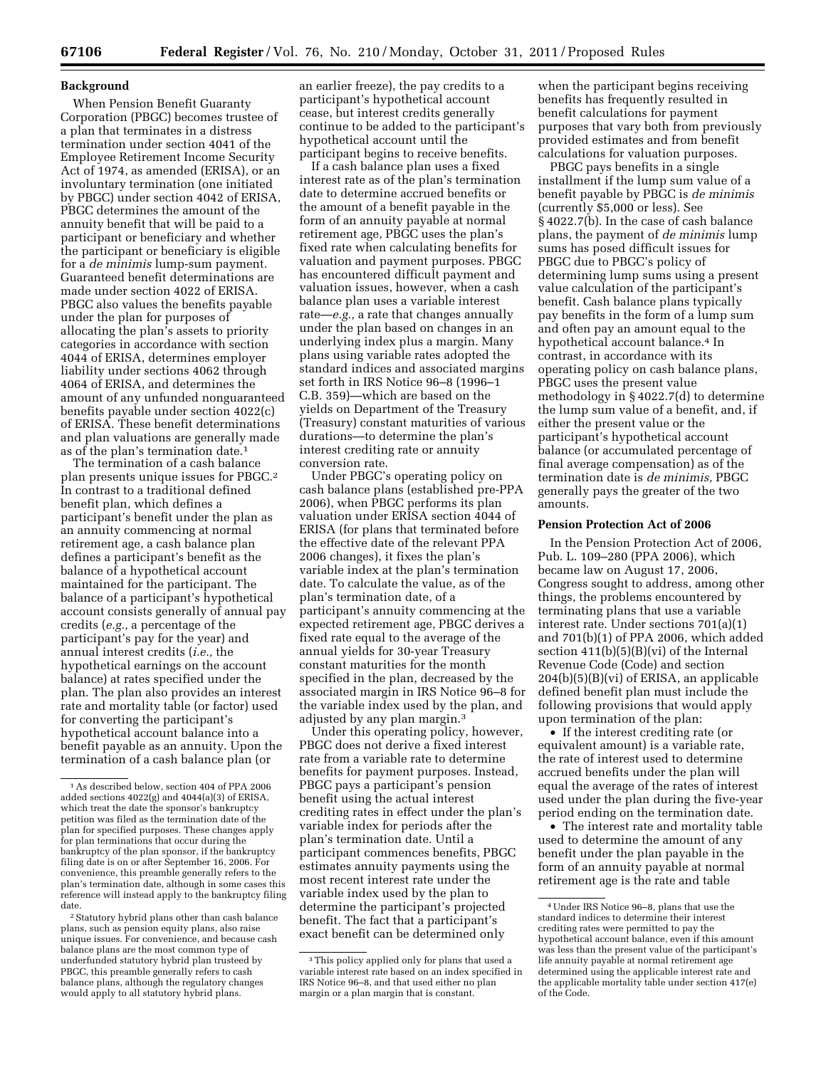## Background

When Pension Benefit Guaranty Corporation (PBGC) becomes trustee of a plan that terminates in a distress termination under section 4041 of the Employee Retirement Income Security Act of 1974, as amended (ERISA), or an involuntary termination (one initiated by PBGC) under section 4042 of ERISA, PBGC determines the amount of the annuity benefit that will be paid to a participant or beneficiary and whether the participant or beneficiary is eligible for a *de minimis* lump-sum payment. Guaranteed benefit determinations are made under section 4022 of ERISA. PBGC also values the benefits payable under the plan for purposes of allocating the plan's assets to priority categories in accordance with section 4044 of ERISA, determines employer liability under sections 4062 through 4064 of ERISA, and determines the amount of any unfunded nonguaranteed benefits payable under section 4022(c) of ERISA. These benefit determinations and plan valuations are generally made as of the plan's termination date.[1]

The termination of a cash balance plan presents unique issues for PBGC.[2] In contrast to a traditional defined benefit plan, which defines a participant's benefit under the plan as an annuity commencing at normal retirement age, a cash balance plan defines a participant's benefit as the balance of a hypothetical account maintained for the participant. The balance of a participant's hypothetical account consists generally of annual pay credits (*e.g.,* a percentage of the participant's pay for the year) and annual interest credits (*i.e.,* the hypothetical earnings on the account balance) at rates specified under the plan. The plan also provides an interest rate and mortality table (or factor) used for converting the participant's hypothetical account balance into a benefit payable as an annuity. Upon the termination of a cash balance plan (or an earlier freeze), the pay credits to a participant's hypothetical account cease, but interest credits generally continue to be added to the participant's hypothetical account until the participant begins to receive benefits.

If a cash balance plan uses a fixed interest rate as of the plan's termination date to determine accrued benefits or the amount of a benefit payable in the form of an annuity payable at normal retirement age, PBGC uses the plan's fixed rate when calculating benefits for valuation and payment purposes. PBGC has encountered difficult payment and valuation issues, however, when a cash balance plan uses a variable interest rate—*e.g.,* a rate that changes annually under the plan based on changes in an underlying index plus a margin. Many plans using variable rates adopted the standard indices and associated margins set forth in IRS Notice 96–8 (1996–1 C.B. 359)—which are based on the yields on Department of the Treasury (Treasury) constant maturities of various durations—to determine the plan's interest crediting rate or annuity conversion rate.

Under PBGC's operating policy on cash balance plans (established pre-PPA 2006), when PBGC performs its plan valuation under ERISA section 4044 of ERISA (for plans that terminated before the effective date of the relevant PPA 2006 changes), it fixes the plan's variable index at the plan's termination date. To calculate the value, as of the plan's termination date, of a participant's annuity commencing at the expected retirement age, PBGC derives a fixed rate equal to the average of the annual yields for 30-year Treasury constant maturities for the month specified in the plan, decreased by the associated margin in IRS Notice 96–8 for the variable index used by the plan, and adjusted by any plan margin.[3]

Under this operating policy, however, PBGC does not derive a fixed interest rate from a variable rate to determine benefits for payment purposes. Instead, PBGC pays a participant's pension benefit using the actual interest crediting rates in effect under the plan's variable index for periods after the plan's termination date. Until a participant commences benefits, PBGC estimates annuity payments using the most recent interest rate under the variable index used by the plan to determine the participant's projected benefit. The fact that a participant's exact benefit can be determined only when the participant begins receiving benefits has frequently resulted in benefit calculations for payment purposes that vary both from previously provided estimates and from benefit calculations for valuation purposes.

PBGC pays benefits in a single installment if the lump sum value of a benefit payable by PBGC is *de minimis* (currently $5,000 or less). See § 4022.7(b). In the case of cash balance plans, the payment of *de minimis* lump sums has posed difficult issues for PBGC due to PBGC's policy of determining lump sums using a present value calculation of the participant's benefit. Cash balance plans typically pay benefits in the form of a lump sum and often pay an amount equal to the hypothetical account balance.[4] In contrast, in accordance with its operating policy on cash balance plans, PBGC uses the present value methodology in § 4022.7(d) to determine the lump sum value of a benefit, and, if either the present value or the participant's hypothetical account balance (or accumulated percentage of final average compensation) as of the termination date is *de minimis,* PBGC generally pays the greater of the two amounts.

## Pension Protection Act of 2006

In the Pension Protection Act of 2006, Pub. L. 109–280 (PPA 2006), which became law on August 17, 2006, Congress sought to address, among other things, the problems encountered by terminating plans that use a variable interest rate. Under sections 701(a)(1) and 701(b)(1) of PPA 2006, which added section 411(b)(5)(B)(vi) of the Internal Revenue Code (Code) and section 204(b)(5)(B)(vi) of ERISA, an applicable defined benefit plan must include the following provisions that would apply upon termination of the plan:

- If the interest crediting rate (or equivalent amount) is a variable rate, the rate of interest used to determine accrued benefits under the plan will equal the average of the rates of interest used under the plan during the five-year period ending on the termination date.
- The interest rate and mortality table used to determine the amount of any benefit under the plan payable in the form of an annuity payable at normal retirement age is the rate and table

---

[1] As described below, section 404 of PPA 2006 added sections 4022(g) and 4044(a)(3) of ERISA, which treat the date the sponsor's bankruptcy petition was filed as the termination date of the plan for specified purposes. These changes apply for plan terminations that occur during the bankruptcy of the plan sponsor, if the bankruptcy filing date is on or after September 16, 2006. For convenience, this preamble generally refers to the plan's termination date, although in some cases this reference will instead apply to the bankruptcy filing date.

[2] Statutory hybrid plans other than cash balance plans, such as pension equity plans, also raise unique issues. For convenience, and because cash balance plans are the most common type of underfunded statutory hybrid plan trusteed by PBGC, this preamble generally refers to cash balance plans, although the regulatory changes would apply to all statutory hybrid plans.

[3] This policy applied only for plans that used a variable interest rate based on an index specified in IRS Notice 96–8, and that used either no plan margin or a plan margin that is constant.

[4] Under IRS Notice 96–8, plans that use the standard indices to determine their interest crediting rates were permitted to pay the hypothetical account balance, even if this amount was less than the present value of the participant's life annuity payable at normal retirement age determined using the applicable interest rate and the applicable mortality table under section 417(e) of the Code.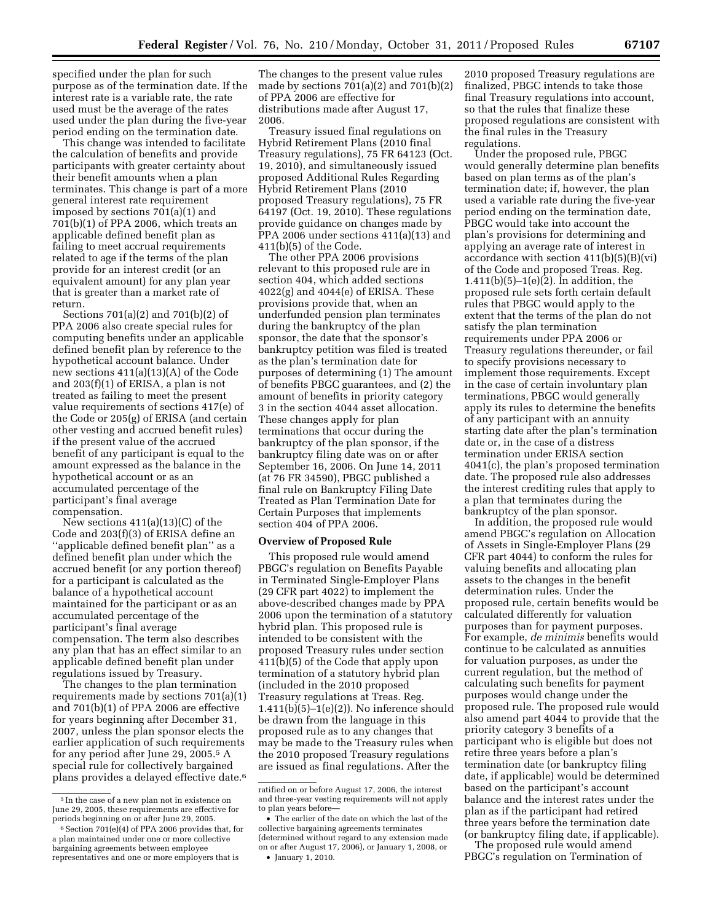specified under the plan for such purpose as of the termination date. If the interest rate is a variable rate, the rate used must be the average of the rates used under the plan during the five-year period ending on the termination date.

This change was intended to facilitate the calculation of benefits and provide participants with greater certainty about their benefit amounts when a plan terminates. This change is part of a more general interest rate requirement imposed by sections 701(a)(1) and 701(b)(1) of PPA 2006, which treats an applicable defined benefit plan as failing to meet accrual requirements related to age if the terms of the plan provide for an interest credit (or an equivalent amount) for any plan year that is greater than a market rate of return.

Sections 701(a)(2) and 701(b)(2) of PPA 2006 also create special rules for computing benefits under an applicable defined benefit plan by reference to the hypothetical account balance. Under new sections 411(a)(13)(A) of the Code and 203(f)(1) of ERISA, a plan is not treated as failing to meet the present value requirements of sections 417(e) of the Code or 205(g) of ERISA (and certain other vesting and accrued benefit rules) if the present value of the accrued benefit of any participant is equal to the amount expressed as the balance in the hypothetical account or as an accumulated percentage of the participant's final average compensation.

New sections 411(a)(13)(C) of the Code and 203(f)(3) of ERISA define an ''applicable defined benefit plan'' as a defined benefit plan under which the accrued benefit (or any portion thereof) for a participant is calculated as the balance of a hypothetical account maintained for the participant or as an accumulated percentage of the participant's final average compensation. The term also describes any plan that has an effect similar to an applicable defined benefit plan under regulations issued by Treasury.

The changes to the plan termination requirements made by sections 701(a)(1) and 701(b)(1) of PPA 2006 are effective for years beginning after December 31, 2007, unless the plan sponsor elects the earlier application of such requirements for any period after June 29, 2005.[5] A special rule for collectively bargained plans provides a delayed effective date.[6] The changes to the present value rules made by sections 701(a)(2) and 701(b)(2) of PPA 2006 are effective for distributions made after August 17, 2006.

Treasury issued final regulations on Hybrid Retirement Plans (2010 final Treasury regulations), 75 FR 64123 (Oct. 19, 2010), and simultaneously issued proposed Additional Rules Regarding Hybrid Retirement Plans (2010 proposed Treasury regulations), 75 FR 64197 (Oct. 19, 2010). These regulations provide guidance on changes made by PPA 2006 under sections 411(a)(13) and 411(b)(5) of the Code.

The other PPA 2006 provisions relevant to this proposed rule are in section 404, which added sections 4022(g) and 4044(e) of ERISA. These provisions provide that, when an underfunded pension plan terminates during the bankruptcy of the plan sponsor, the date that the sponsor's bankruptcy petition was filed is treated as the plan's termination date for purposes of determining (1) The amount of benefits PBGC guarantees, and (2) the amount of benefits in priority category 3 in the section 4044 asset allocation. These changes apply for plan terminations that occur during the bankruptcy of the plan sponsor, if the bankruptcy filing date was on or after September 16, 2006. On June 14, 2011 (at 76 FR 34590), PBGC published a final rule on Bankruptcy Filing Date Treated as Plan Termination Date for Certain Purposes that implements section 404 of PPA 2006.

### Overview of Proposed Rule

This proposed rule would amend PBGC's regulation on Benefits Payable in Terminated Single-Employer Plans (29 CFR part 4022) to implement the above-described changes made by PPA 2006 upon the termination of a statutory hybrid plan. This proposed rule is intended to be consistent with the proposed Treasury rules under section 411(b)(5) of the Code that apply upon termination of a statutory hybrid plan (included in the 2010 proposed Treasury regulations at Treas. Reg. 1.411(b)(5)–1(e)(2)). No inference should be drawn from the language in this proposed rule as to any changes that may be made to the Treasury rules when the 2010 proposed Treasury regulations are issued as final regulations. After the 2010 proposed Treasury regulations are finalized, PBGC intends to take those final Treasury regulations into account, so that the rules that finalize these proposed regulations are consistent with the final rules in the Treasury regulations.

Under the proposed rule, PBGC would generally determine plan benefits based on plan terms as of the plan's termination date; if, however, the plan used a variable rate during the five-year period ending on the termination date, PBGC would take into account the plan's provisions for determining and applying an average rate of interest in accordance with section 411(b)(5)(B)(vi) of the Code and proposed Treas. Reg. 1.411(b)(5)–1(e)(2). In addition, the proposed rule sets forth certain default rules that PBGC would apply to the extent that the terms of the plan do not satisfy the plan termination requirements under PPA 2006 or Treasury regulations thereunder, or fail to specify provisions necessary to implement those requirements. Except in the case of certain involuntary plan terminations, PBGC would generally apply its rules to determine the benefits of any participant with an annuity starting date after the plan's termination date or, in the case of a distress termination under ERISA section 4041(c), the plan's proposed termination date. The proposed rule also addresses the interest crediting rules that apply to a plan that terminates during the bankruptcy of the plan sponsor.

In addition, the proposed rule would amend PBGC's regulation on Allocation of Assets in Single-Employer Plans (29 CFR part 4044) to conform the rules for valuing benefits and allocating plan assets to the changes in the benefit determination rules. Under the proposed rule, certain benefits would be calculated differently for valuation purposes than for payment purposes. For example, *de minimis* benefits would continue to be calculated as annuities for valuation purposes, as under the current regulation, but the method of calculating such benefits for payment purposes would change under the proposed rule. The proposed rule would also amend part 4044 to provide that the priority category 3 benefits of a participant who is eligible but does not retire three years before a plan's termination date (or bankruptcy filing date, if applicable) would be determined based on the participant's account balance and the interest rates under the plan as if the participant had retired three years before the termination date (or bankruptcy filing date, if applicable).

The proposed rule would amend PBGC's regulation on Termination of

---

[5] In the case of a new plan not in existence on June 29, 2005, these requirements are effective for periods beginning on or after June 29, 2005.

[6] Section 701(e)(4) of PPA 2006 provides that, for a plan maintained under one or more collective bargaining agreements between employee representatives and one or more employers that is ratified on or before August 17, 2006, the interest and three-year vesting requirements will not apply to plan years before—

- The earlier of the date on which the last of the collective bargaining agreements terminates (determined without regard to any extension made on or after August 17, 2006), or January 1, 2008, or
- January 1, 2010.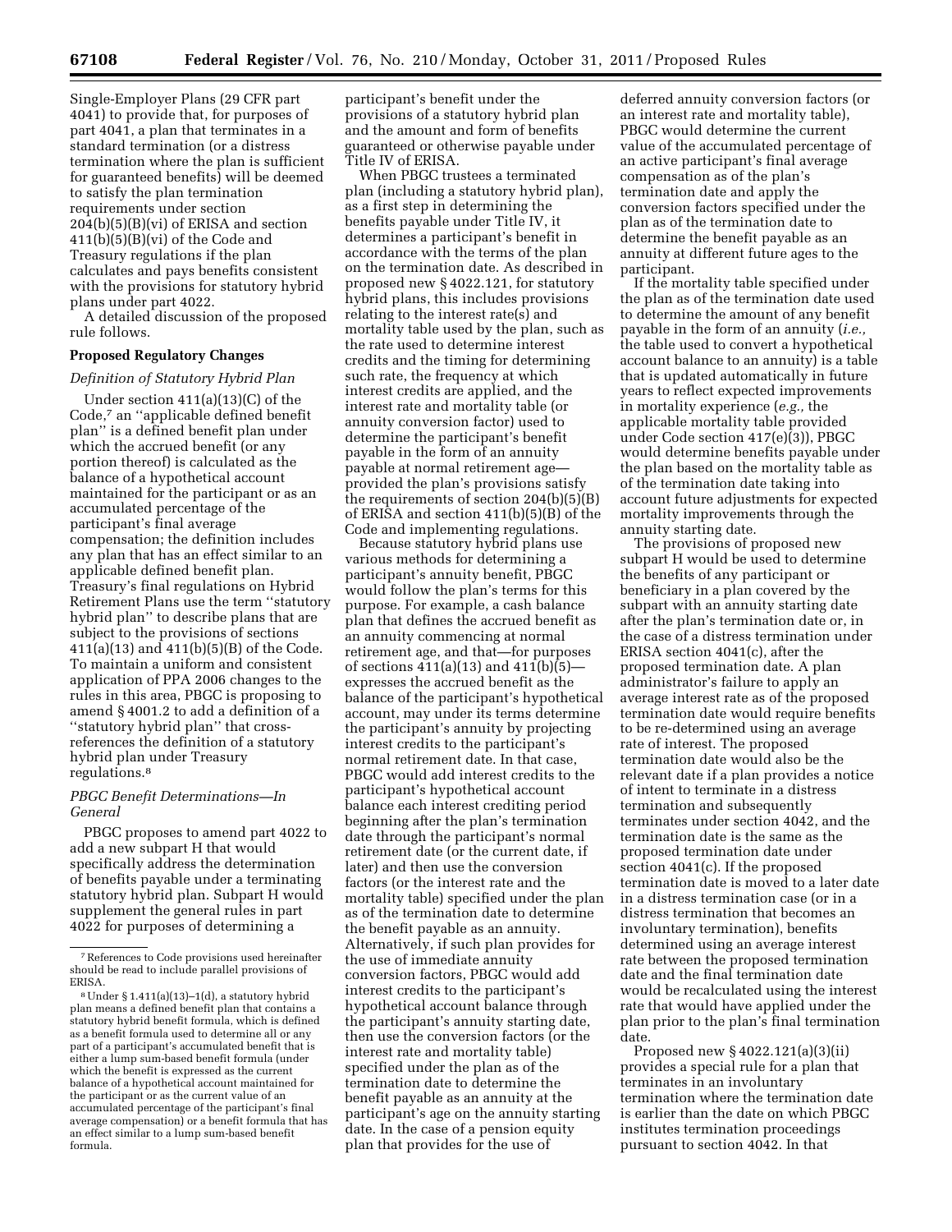Single-Employer Plans (29 CFR part 4041) to provide that, for purposes of part 4041, a plan that terminates in a standard termination (or a distress termination where the plan is sufficient for guaranteed benefits) will be deemed to satisfy the plan termination requirements under section 204(b)(5)(B)(vi) of ERISA and section 411(b)(5)(B)(vi) of the Code and Treasury regulations if the plan calculates and pays benefits consistent with the provisions for statutory hybrid plans under part 4022.

A detailed discussion of the proposed rule follows.

## Proposed Regulatory Changes

### *Definition of Statutory Hybrid Plan*

Under section 411(a)(13)(C) of the Code,[7] an ''applicable defined benefit plan'' is a defined benefit plan under which the accrued benefit (or any portion thereof) is calculated as the balance of a hypothetical account maintained for the participant or as an accumulated percentage of the participant's final average compensation; the definition includes any plan that has an effect similar to an applicable defined benefit plan. Treasury's final regulations on Hybrid Retirement Plans use the term ''statutory hybrid plan'' to describe plans that are subject to the provisions of sections 411(a)(13) and 411(b)(5)(B) of the Code. To maintain a uniform and consistent application of PPA 2006 changes to the rules in this area, PBGC is proposing to amend § 4001.2 to add a definition of a ''statutory hybrid plan'' that cross-references the definition of a statutory hybrid plan under Treasury regulations.[8]

### *PBGC Benefit Determinations—In General*

PBGC proposes to amend part 4022 to add a new subpart H that would specifically address the determination of benefits payable under a terminating statutory hybrid plan. Subpart H would supplement the general rules in part 4022 for purposes of determining a participant's benefit under the provisions of a statutory hybrid plan and the amount and form of benefits guaranteed or otherwise payable under Title IV of ERISA.

When PBGC trustees a terminated plan (including a statutory hybrid plan), as a first step in determining the benefits payable under Title IV, it determines a participant's benefit in accordance with the terms of the plan on the termination date. As described in proposed new § 4022.121, for statutory hybrid plans, this includes provisions relating to the interest rate(s) and mortality table used by the plan, such as the rate used to determine interest credits and the timing for determining such rate, the frequency at which interest credits are applied, and the interest rate and mortality table (or annuity conversion factor) used to determine the participant's benefit payable in the form of an annuity payable at normal retirement age—provided the plan's provisions satisfy the requirements of section 204(b)(5)(B) of ERISA and section 411(b)(5)(B) of the Code and implementing regulations.

Because statutory hybrid plans use various methods for determining a participant's annuity benefit, PBGC would follow the plan's terms for this purpose. For example, a cash balance plan that defines the accrued benefit as an annuity commencing at normal retirement age, and that—for purposes of sections 411(a)(13) and 411(b)(5)—expresses the accrued benefit as the balance of the participant's hypothetical account, may under its terms determine the participant's annuity by projecting interest credits to the participant's normal retirement date. In that case, PBGC would add interest credits to the participant's hypothetical account balance each interest crediting period beginning after the plan's termination date through the participant's normal retirement date (or the current date, if later) and then use the conversion factors (or the interest rate and the mortality table) specified under the plan as of the termination date to determine the benefit payable as an annuity. Alternatively, if such plan provides for the use of immediate annuity conversion factors, PBGC would add interest credits to the participant's hypothetical account balance through the participant's annuity starting date, then use the conversion factors (or the interest rate and mortality table) specified under the plan as of the termination date to determine the benefit payable as an annuity at the participant's age on the annuity starting date. In the case of a pension equity plan that provides for the use of deferred annuity conversion factors (or an interest rate and mortality table), PBGC would determine the current value of the accumulated percentage of an active participant's final average compensation as of the plan's termination date and apply the conversion factors specified under the plan as of the termination date to determine the benefit payable as an annuity at different future ages to the participant.

If the mortality table specified under the plan as of the termination date used to determine the amount of any benefit payable in the form of an annuity (*i.e.,* the table used to convert a hypothetical account balance to an annuity) is a table that is updated automatically in future years to reflect expected improvements in mortality experience (*e.g.,* the applicable mortality table provided under Code section 417(e)(3)), PBGC would determine benefits payable under the plan based on the mortality table as of the termination date taking into account future adjustments for expected mortality improvements through the annuity starting date.

The provisions of proposed new subpart H would be used to determine the benefits of any participant or beneficiary in a plan covered by the subpart with an annuity starting date after the plan's termination date or, in the case of a distress termination under ERISA section 4041(c), after the proposed termination date. A plan administrator's failure to apply an average interest rate as of the proposed termination date would require benefits to be re-determined using an average rate of interest. The proposed termination date would also be the relevant date if a plan provides a notice of intent to terminate in a distress termination and subsequently terminates under section 4042, and the termination date is the same as the proposed termination date under section 4041(c). If the proposed termination date is moved to a later date in a distress termination case (or in a distress termination that becomes an involuntary termination), benefits determined using an average interest rate between the proposed termination date and the final termination date would be recalculated using the interest rate that would have applied under the plan prior to the plan's final termination date.

Proposed new § 4022.121(a)(3)(ii) provides a special rule for a plan that terminates in an involuntary termination where the termination date is earlier than the date on which PBGC institutes termination proceedings pursuant to section 4042. In that

---

[7] References to Code provisions used hereinafter should be read to include parallel provisions of ERISA.

[8] Under § 1.411(a)(13)–1(d), a statutory hybrid plan means a defined benefit plan that contains a statutory hybrid benefit formula, which is defined as a benefit formula used to determine all or any part of a participant's accumulated benefit that is either a lump sum-based benefit formula (under which the benefit is expressed as the current balance of a hypothetical account maintained for the participant or as the current value of an accumulated percentage of the participant's final average compensation) or a benefit formula that has an effect similar to a lump sum-based benefit formula.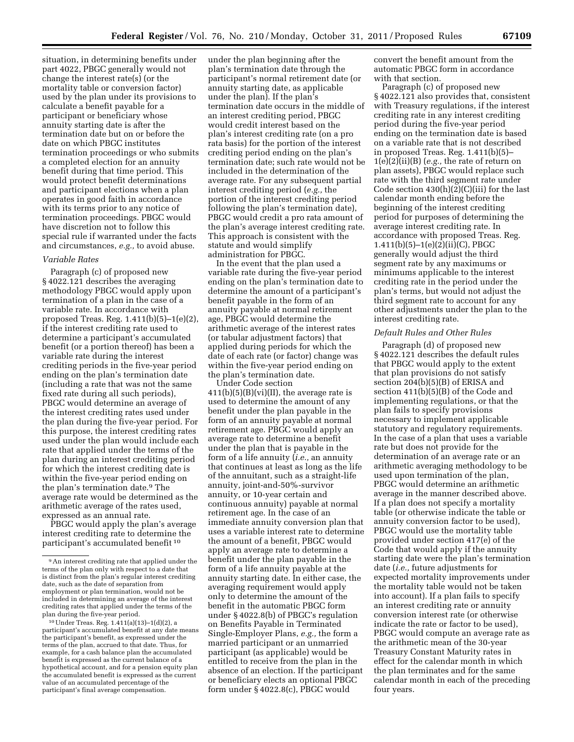situation, in determining benefits under part 4022, PBGC generally would not change the interest rate(s) (or the mortality table or conversion factor) used by the plan under its provisions to calculate a benefit payable for a participant or beneficiary whose annuity starting date is after the termination date but on or before the date on which PBGC institutes termination proceedings or who submits a completed election for an annuity benefit during that time period. This would protect benefit determinations and participant elections when a plan operates in good faith in accordance with its terms prior to any notice of termination proceedings. PBGC would have discretion not to follow this special rule if warranted under the facts and circumstances, *e.g.,* to avoid abuse.

### *Variable Rates*

Paragraph (c) of proposed new § 4022.121 describes the averaging methodology PBGC would apply upon termination of a plan in the case of a variable rate. In accordance with proposed Treas. Reg. 1.411(b)(5)–1(e)(2), if the interest crediting rate used to determine a participant's accumulated benefit (or a portion thereof) has been a variable rate during the interest crediting periods in the five-year period ending on the plan's termination date (including a rate that was not the same fixed rate during all such periods), PBGC would determine an average of the interest crediting rates used under the plan during the five-year period. For this purpose, the interest crediting rates used under the plan would include each rate that applied under the terms of the plan during an interest crediting period for which the interest crediting date is within the five-year period ending on the plan's termination date.[9] The average rate would be determined as the arithmetic average of the rates used, expressed as an annual rate.

PBGC would apply the plan's average interest crediting rate to determine the participant's accumulated benefit[10] under the plan beginning after the plan's termination date through the participant's normal retirement date (or annuity starting date, as applicable under the plan). If the plan's termination date occurs in the middle of an interest crediting period, PBGC would credit interest based on the plan's interest crediting rate (on a pro rata basis) for the portion of the interest crediting period ending on the plan's termination date; such rate would not be included in the determination of the average rate. For any subsequent partial interest crediting period (*e.g.,* the portion of the interest crediting period following the plan's termination date), PBGC would credit a pro rata amount of the plan's average interest crediting rate. This approach is consistent with the statute and would simplify administration for PBGC.

In the event that the plan used a variable rate during the five-year period ending on the plan's termination date to determine the amount of a participant's benefit payable in the form of an annuity payable at normal retirement age, PBGC would determine the arithmetic average of the interest rates (or tabular adjustment factors) that applied during periods for which the date of each rate (or factor) change was within the five-year period ending on the plan's termination date.

Under Code section 411(b)(5)(B)(vi)(II), the average rate is used to determine the amount of any benefit under the plan payable in the form of an annuity payable at normal retirement age. PBGC would apply an average rate to determine a benefit under the plan that is payable in the form of a life annuity (*i.e.,* an annuity that continues at least as long as the life of the annuitant, such as a straight-life annuity, joint-and-50%-survivor annuity, or 10-year certain and continuous annuity) payable at normal retirement age. In the case of an immediate annuity conversion plan that uses a variable interest rate to determine the amount of a benefit, PBGC would apply an average rate to determine a benefit under the plan payable in the form of a life annuity payable at the annuity starting date. In either case, the averaging requirement would apply only to determine the amount of the benefit in the automatic PBGC form under § 4022.8(b) of PBGC's regulation on Benefits Payable in Terminated Single-Employer Plans, *e.g.,* the form a married participant or an unmarried participant (as applicable) would be entitled to receive from the plan in the absence of an election. If the participant or beneficiary elects an optional PBGC form under § 4022.8(c), PBGC would convert the benefit amount from the automatic PBGC form in accordance with that section.

Paragraph (c) of proposed new § 4022.121 also provides that, consistent with Treasury regulations, if the interest crediting rate in any interest crediting period during the five-year period ending on the termination date is based on a variable rate that is not described in proposed Treas. Reg. 1.411(b)(5)–1(e)(2)(ii)(B) (*e.g.,* the rate of return on plan assets), PBGC would replace such rate with the third segment rate under Code section 430(h)(2)(C)(iii) for the last calendar month ending before the beginning of the interest crediting period for purposes of determining the average interest crediting rate. In accordance with proposed Treas. Reg. 1.411(b)(5)–1(e)(2)(ii)(C), PBGC generally would adjust the third segment rate by any maximums or minimums applicable to the interest crediting rate in the period under the plan's terms, but would not adjust the third segment rate to account for any other adjustments under the plan to the interest crediting rate.

### *Default Rules and Other Rules*

Paragraph (d) of proposed new § 4022.121 describes the default rules that PBGC would apply to the extent that plan provisions do not satisfy section 204(b)(5)(B) of ERISA and section 411(b)(5)(B) of the Code and implementing regulations, or that the plan fails to specify provisions necessary to implement applicable statutory and regulatory requirements. In the case of a plan that uses a variable rate but does not provide for the determination of an average rate or an arithmetic averaging methodology to be used upon termination of the plan, PBGC would determine an arithmetic average in the manner described above. If a plan does not specify a mortality table (or otherwise indicate the table or annuity conversion factor to be used), PBGC would use the mortality table provided under section 417(e) of the Code that would apply if the annuity starting date were the plan's termination date (*i.e.,* future adjustments for expected mortality improvements under the mortality table would not be taken into account). If a plan fails to specify an interest crediting rate or annuity conversion interest rate (or otherwise indicate the rate or factor to be used), PBGC would compute an average rate as the arithmetic mean of the 30-year Treasury Constant Maturity rates in effect for the calendar month in which the plan terminates and for the same calendar month in each of the preceding four years.

---

[9] An interest crediting rate that applied under the terms of the plan only with respect to a date that is distinct from the plan's regular interest crediting date, such as the date of separation from employment or plan termination, would not be included in determining an average of the interest crediting rates that applied under the terms of the plan during the five-year period.

[10] Under Treas. Reg. 1.411(a)(13)–1(d)(2), a participant's accumulated benefit at any date means the participant's benefit, as expressed under the terms of the plan, accrued to that date. Thus, for example, for a cash balance plan the accumulated benefit is expressed as the current balance of a hypothetical account, and for a pension equity plan the accumulated benefit is expressed as the current value of an accumulated percentage of the participant's final average compensation.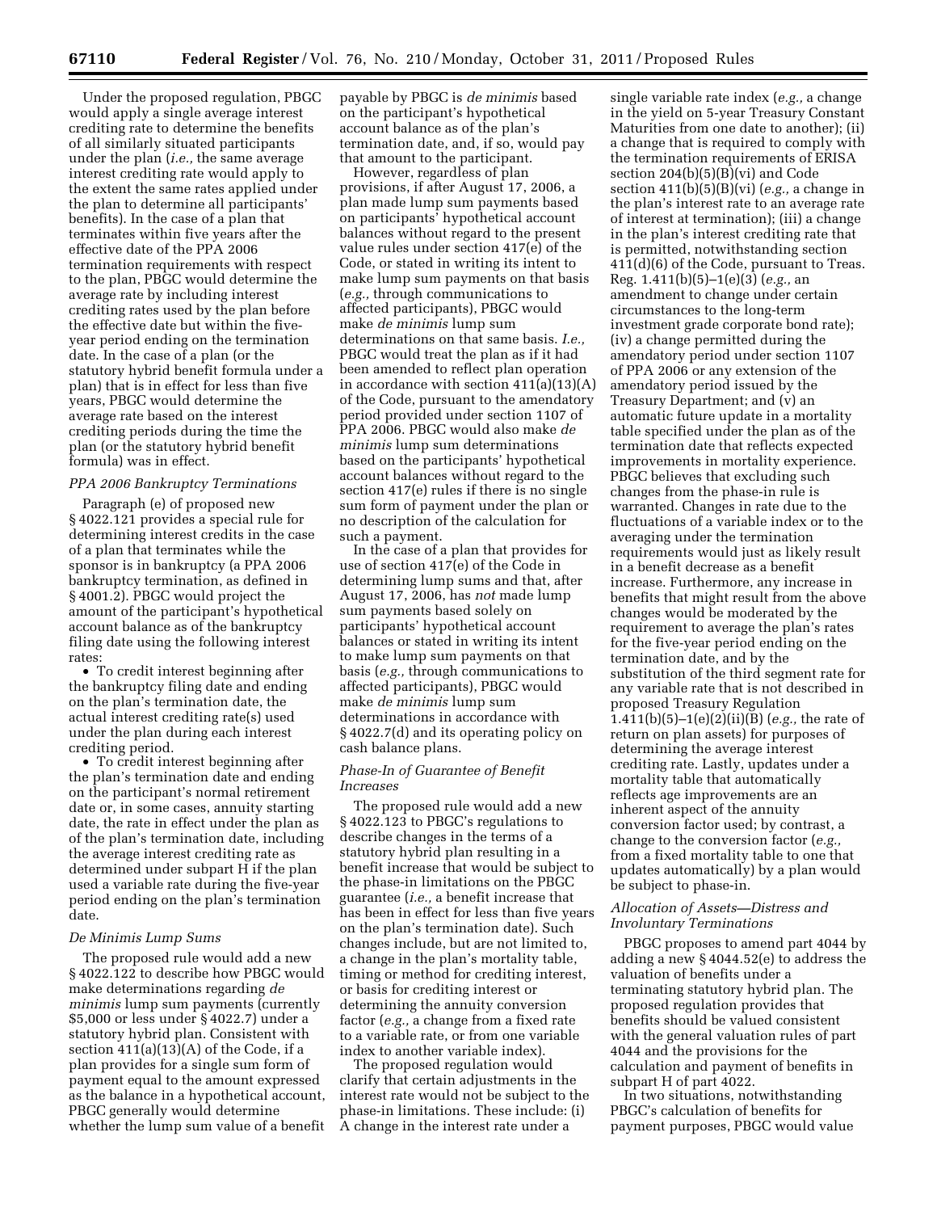Under the proposed regulation, PBGC would apply a single average interest crediting rate to determine the benefits of all similarly situated participants under the plan (*i.e.,* the same average interest crediting rate would apply to the extent the same rates applied under the plan to determine all participants' benefits). In the case of a plan that terminates within five years after the effective date of the PPA 2006 termination requirements with respect to the plan, PBGC would determine the average rate by including interest crediting rates used by the plan before the effective date but within the five-year period ending on the termination date. In the case of a plan (or the statutory hybrid benefit formula under a plan) that is in effect for less than five years, PBGC would determine the average rate based on the interest crediting periods during the time the plan (or the statutory hybrid benefit formula) was in effect.

### *PPA 2006 Bankruptcy Terminations*

Paragraph (e) of proposed new § 4022.121 provides a special rule for determining interest credits in the case of a plan that terminates while the sponsor is in bankruptcy (a PPA 2006 bankruptcy termination, as defined in § 4001.2). PBGC would project the amount of the participant's hypothetical account balance as of the bankruptcy filing date using the following interest rates:

- To credit interest beginning after the bankruptcy filing date and ending on the plan's termination date, the actual interest crediting rate(s) used under the plan during each interest crediting period.
- To credit interest beginning after the plan's termination date and ending on the participant's normal retirement date or, in some cases, annuity starting date, the rate in effect under the plan as of the plan's termination date, including the average interest crediting rate as determined under subpart H if the plan used a variable rate during the five-year period ending on the plan's termination date.

### *De Minimis Lump Sums*

The proposed rule would add a new § 4022.122 to describe how PBGC would make determinations regarding *de minimis* lump sum payments (currently $5,000 or less under § 4022.7) under a statutory hybrid plan. Consistent with section 411(a)(13)(A) of the Code, if a plan provides for a single sum form of payment equal to the amount expressed as the balance in a hypothetical account, PBGC generally would determine whether the lump sum value of a benefit payable by PBGC is *de minimis* based on the participant's hypothetical account balance as of the plan's termination date, and, if so, would pay that amount to the participant.

However, regardless of plan provisions, if after August 17, 2006, a plan made lump sum payments based on participants' hypothetical account balances without regard to the present value rules under section 417(e) of the Code, or stated in writing its intent to make lump sum payments on that basis (*e.g.,* through communications to affected participants), PBGC would make *de minimis* lump sum determinations on that same basis. *I.e.,* PBGC would treat the plan as if it had been amended to reflect plan operation in accordance with section 411(a)(13)(A) of the Code, pursuant to the amendatory period provided under section 1107 of PPA 2006. PBGC would also make *de minimis* lump sum determinations based on the participants' hypothetical account balances without regard to the section 417(e) rules if there is no single sum form of payment under the plan or no description of the calculation for such a payment.

In the case of a plan that provides for use of section 417(e) of the Code in determining lump sums and that, after August 17, 2006, has *not* made lump sum payments based solely on participants' hypothetical account balances or stated in writing its intent to make lump sum payments on that basis (*e.g.,* through communications to affected participants), PBGC would make *de minimis* lump sum determinations in accordance with § 4022.7(d) and its operating policy on cash balance plans.

### *Phase-In of Guarantee of Benefit Increases*

The proposed rule would add a new § 4022.123 to PBGC's regulations to describe changes in the terms of a statutory hybrid plan resulting in a benefit increase that would be subject to the phase-in limitations on the PBGC guarantee (*i.e.,* a benefit increase that has been in effect for less than five years on the plan's termination date). Such changes include, but are not limited to, a change in the plan's mortality table, timing or method for crediting interest, or basis for crediting interest or determining the annuity conversion factor (*e.g.,* a change from a fixed rate to a variable rate, or from one variable index to another variable index).

The proposed regulation would clarify that certain adjustments in the interest rate would not be subject to the phase-in limitations. These include: (i) A change in the interest rate under a single variable rate index (*e.g.,* a change in the yield on 5-year Treasury Constant Maturities from one date to another); (ii) a change that is required to comply with the termination requirements of ERISA section 204(b)(5)(B)(vi) and Code section 411(b)(5)(B)(vi) (*e.g.,* a change in the plan's interest rate to an average rate of interest at termination); (iii) a change in the plan's interest crediting rate that is permitted, notwithstanding section 411(d)(6) of the Code, pursuant to Treas. Reg. 1.411(b)(5)–1(e)(3) (*e.g.,* an amendment to change under certain circumstances to the long-term investment grade corporate bond rate); (iv) a change permitted during the amendatory period under section 1107 of PPA 2006 or any extension of the amendatory period issued by the Treasury Department; and (v) an automatic future update in a mortality table specified under the plan as of the termination date that reflects expected improvements in mortality experience. PBGC believes that excluding such changes from the phase-in rule is warranted. Changes in rate due to the fluctuations of a variable index or to the averaging under the termination requirements would just as likely result in a benefit decrease as a benefit increase. Furthermore, any increase in benefits that might result from the above changes would be moderated by the requirement to average the plan's rates for the five-year period ending on the termination date, and by the substitution of the third segment rate for any variable rate that is not described in proposed Treasury Regulation 1.411(b)(5)–1(e)(2)(ii)(B) (*e.g.,* the rate of return on plan assets) for purposes of determining the average interest crediting rate. Lastly, updates under a mortality table that automatically reflects age improvements are an inherent aspect of the annuity conversion factor used; by contrast, a change to the conversion factor (*e.g.,* from a fixed mortality table to one that updates automatically) by a plan would be subject to phase-in.

### *Allocation of Assets—Distress and Involuntary Terminations*

PBGC proposes to amend part 4044 by adding a new § 4044.52(e) to address the valuation of benefits under a terminating statutory hybrid plan. The proposed regulation provides that benefits should be valued consistent with the general valuation rules of part 4044 and the provisions for the calculation and payment of benefits in subpart H of part 4022.

In two situations, notwithstanding PBGC's calculation of benefits for payment purposes, PBGC would value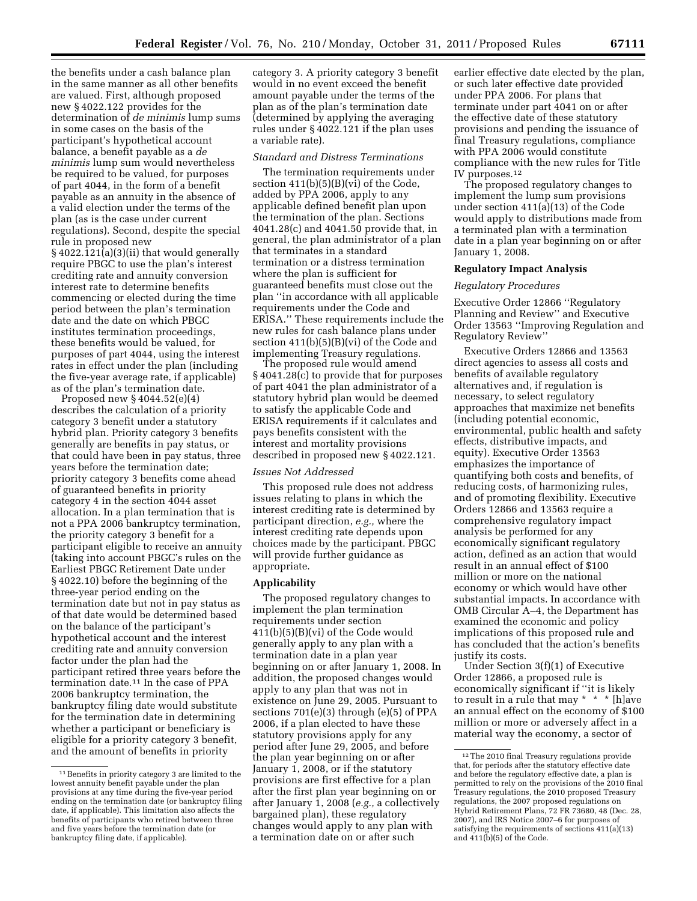the benefits under a cash balance plan in the same manner as all other benefits are valued. First, although proposed new § 4022.122 provides for the determination of *de minimis* lump sums in some cases on the basis of the participant's hypothetical account balance, a benefit payable as a *de minimis* lump sum would nevertheless be required to be valued, for purposes of part 4044, in the form of a benefit payable as an annuity in the absence of a valid election under the terms of the plan (as is the case under current regulations). Second, despite the special rule in proposed new § 4022.121(a)(3)(ii) that would generally require PBGC to use the plan's interest crediting rate and annuity conversion interest rate to determine benefits commencing or elected during the time period between the plan's termination date and the date on which PBGC institutes termination proceedings, these benefits would be valued, for purposes of part 4044, using the interest rates in effect under the plan (including the five-year average rate, if applicable) as of the plan's termination date.

Proposed new § 4044.52(e)(4) describes the calculation of a priority category 3 benefit under a statutory hybrid plan. Priority category 3 benefits generally are benefits in pay status, or that could have been in pay status, three years before the termination date; priority category 3 benefits come ahead of guaranteed benefits in priority category 4 in the section 4044 asset allocation. In a plan termination that is not a PPA 2006 bankruptcy termination, the priority category 3 benefit for a participant eligible to receive an annuity (taking into account PBGC's rules on the Earliest PBGC Retirement Date under § 4022.10) before the beginning of the three-year period ending on the termination date but not in pay status as of that date would be determined based on the balance of the participant's hypothetical account and the interest crediting rate and annuity conversion factor under the plan had the participant retired three years before the termination date.[11] In the case of PPA 2006 bankruptcy termination, the bankruptcy filing date would substitute for the termination date in determining whether a participant or beneficiary is eligible for a priority category 3 benefit, and the amount of benefits in priority category 3. A priority category 3 benefit would in no event exceed the benefit amount payable under the terms of the plan as of the plan's termination date (determined by applying the averaging rules under § 4022.121 if the plan uses a variable rate).

### *Standard and Distress Terminations*

The termination requirements under section 411(b)(5)(B)(vi) of the Code, added by PPA 2006, apply to any applicable defined benefit plan upon the termination of the plan. Sections 4041.28(c) and 4041.50 provide that, in general, the plan administrator of a plan that terminates in a standard termination or a distress termination where the plan is sufficient for guaranteed benefits must close out the plan "in accordance with all applicable requirements under the Code and ERISA." These requirements include the new rules for cash balance plans under section 411(b)(5)(B)(vi) of the Code and implementing Treasury regulations.

The proposed rule would amend § 4041.28(c) to provide that for purposes of part 4041 the plan administrator of a statutory hybrid plan would be deemed to satisfy the applicable Code and ERISA requirements if it calculates and pays benefits consistent with the interest and mortality provisions described in proposed new § 4022.121.

### *Issues Not Addressed*

This proposed rule does not address issues relating to plans in which the interest crediting rate is determined by participant direction, *e.g.,* where the interest crediting rate depends upon choices made by the participant. PBGC will provide further guidance as appropriate.

## Applicability

The proposed regulatory changes to implement the plan termination requirements under section 411(b)(5)(B)(vi) of the Code would generally apply to any plan with a termination date in a plan year beginning on or after January 1, 2008. In addition, the proposed changes would apply to any plan that was not in existence on June 29, 2005. Pursuant to sections 701(e)(3) through (e)(5) of PPA 2006, if a plan elected to have these statutory provisions apply for any period after June 29, 2005, and before the plan year beginning on or after January 1, 2008, or if the statutory provisions are first effective for a plan after the first plan year beginning on or after January 1, 2008 (*e.g.,* a collectively bargained plan), these regulatory changes would apply to any plan with a termination date on or after such earlier effective date elected by the plan, or such later effective date provided under PPA 2006. For plans that terminate under part 4041 on or after the effective date of these statutory provisions and pending the issuance of final Treasury regulations, compliance with PPA 2006 would constitute compliance with the new rules for Title IV purposes.[12]

The proposed regulatory changes to implement the lump sum provisions under section 411(a)(13) of the Code would apply to distributions made from a terminated plan with a termination date in a plan year beginning on or after January 1, 2008.

## Regulatory Impact Analysis

### *Regulatory Procedures*

Executive Order 12866 "Regulatory Planning and Review" and Executive Order 13563 "Improving Regulation and Regulatory Review"

Executive Orders 12866 and 13563 direct agencies to assess all costs and benefits of available regulatory alternatives and, if regulation is necessary, to select regulatory approaches that maximize net benefits (including potential economic, environmental, public health and safety effects, distributive impacts, and equity). Executive Order 13563 emphasizes the importance of quantifying both costs and benefits, of reducing costs, of harmonizing rules, and of promoting flexibility. Executive Orders 12866 and 13563 require a comprehensive regulatory impact analysis be performed for any economically significant regulatory action, defined as an action that would result in an annual effect of $100 million or more on the national economy or which would have other substantial impacts. In accordance with OMB Circular A–4, the Department has examined the economic and policy implications of this proposed rule and has concluded that the action's benefits justify its costs.

Under Section 3(f)(1) of Executive Order 12866, a proposed rule is economically significant if "it is likely to result in a rule that may * * * [h]ave an annual effect on the economy of $100 million or more or adversely affect in a material way the economy, a sector of

---

[11] Benefits in priority category 3 are limited to the lowest annuity benefit payable under the plan provisions at any time during the five-year period ending on the termination date (or bankruptcy filing date, if applicable). This limitation also affects the benefits of participants who retired between three and five years before the termination date (or bankruptcy filing date, if applicable).

[12] The 2010 final Treasury regulations provide that, for periods after the statutory effective date and before the regulatory effective date, a plan is permitted to rely on the provisions of the 2010 final Treasury regulations, the 2010 proposed Treasury regulations, the 2007 proposed regulations on Hybrid Retirement Plans, 72 FR 73680, 48 (Dec. 28, 2007), and IRS Notice 2007–6 for purposes of satisfying the requirements of sections 411(a)(13) and 411(b)(5) of the Code.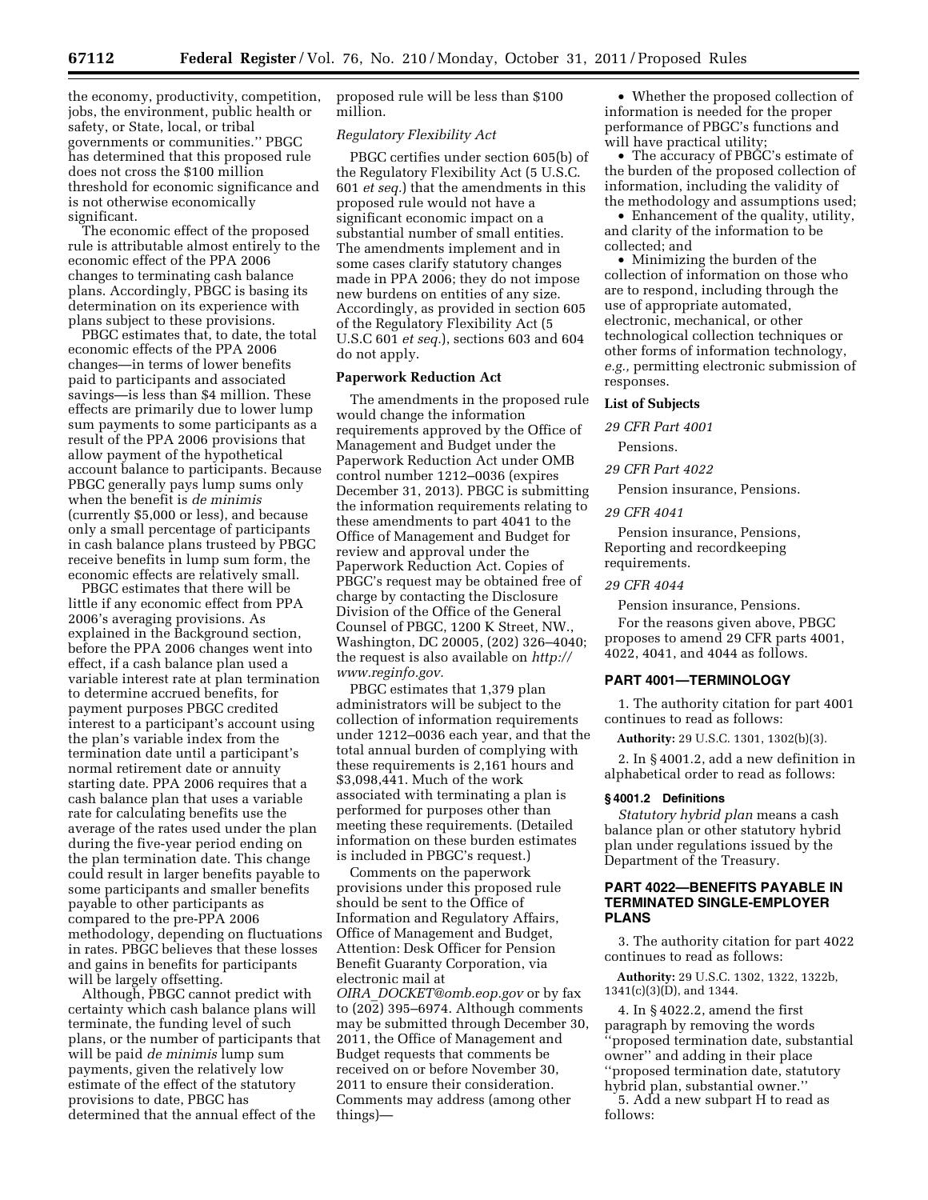the economy, productivity, competition, jobs, the environment, public health or safety, or State, local, or tribal governments or communities.'' PBGC has determined that this proposed rule does not cross the $100 million threshold for economic significance and is not otherwise economically significant.

The economic effect of the proposed rule is attributable almost entirely to the economic effect of the PPA 2006 changes to terminating cash balance plans. Accordingly, PBGC is basing its determination on its experience with plans subject to these provisions.

PBGC estimates that, to date, the total economic effects of the PPA 2006 changes—in terms of lower benefits paid to participants and associated savings—is less than $4 million. These effects are primarily due to lower lump sum payments to some participants as a result of the PPA 2006 provisions that allow payment of the hypothetical account balance to participants. Because PBGC generally pays lump sums only when the benefit is *de minimis* (currently $5,000 or less), and because only a small percentage of participants in cash balance plans trusteed by PBGC receive benefits in lump sum form, the economic effects are relatively small.

PBGC estimates that there will be little if any economic effect from PPA 2006's averaging provisions. As explained in the Background section, before the PPA 2006 changes went into effect, if a cash balance plan used a variable interest rate at plan termination to determine accrued benefits, for payment purposes PBGC credited interest to a participant's account using the plan's variable index from the termination date until a participant's normal retirement date or annuity starting date. PPA 2006 requires that a cash balance plan that uses a variable rate for calculating benefits use the average of the rates used under the plan during the five-year period ending on the plan termination date. This change could result in larger benefits payable to some participants and smaller benefits payable to other participants as compared to the pre-PPA 2006 methodology, depending on fluctuations in rates. PBGC believes that these losses and gains in benefits for participants will be largely offsetting.

Although, PBGC cannot predict with certainty which cash balance plans will terminate, the funding level of such plans, or the number of participants that will be paid *de minimis* lump sum payments, given the relatively low estimate of the effect of the statutory provisions to date, PBGC has determined that the annual effect of the proposed rule will be less than $100 million.

*Regulatory Flexibility Act*

PBGC certifies under section 605(b) of the Regulatory Flexibility Act (5 U.S.C. 601 *et seq.*) that the amendments in this proposed rule would not have a significant economic impact on a substantial number of small entities. The amendments implement and in some cases clarify statutory changes made in PPA 2006; they do not impose new burdens on entities of any size. Accordingly, as provided in section 605 of the Regulatory Flexibility Act (5 U.S.C 601 *et seq.*), sections 603 and 604 do not apply.

**Paperwork Reduction Act**

The amendments in the proposed rule would change the information requirements approved by the Office of Management and Budget under the Paperwork Reduction Act under OMB control number 1212–0036 (expires December 31, 2013). PBGC is submitting the information requirements relating to these amendments to part 4041 to the Office of Management and Budget for review and approval under the Paperwork Reduction Act. Copies of PBGC's request may be obtained free of charge by contacting the Disclosure Division of the Office of the General Counsel of PBGC, 1200 K Street, NW., Washington, DC 20005, (202) 326–4040; the request is also available on *http://www.reginfo.gov.*

PBGC estimates that 1,379 plan administrators will be subject to the collection of information requirements under 1212–0036 each year, and that the total annual burden of complying with these requirements is 2,161 hours and $3,098,441. Much of the work associated with terminating a plan is performed for purposes other than meeting these requirements. (Detailed information on these burden estimates is included in PBGC's request.)

Comments on the paperwork provisions under this proposed rule should be sent to the Office of Information and Regulatory Affairs, Office of Management and Budget, Attention: Desk Officer for Pension Benefit Guaranty Corporation, via electronic mail at *OIRA_DOCKET@omb.eop.gov* or by fax to (202) 395–6974. Although comments may be submitted through December 30, 2011, the Office of Management and Budget requests that comments be received on or before November 30, 2011 to ensure their consideration. Comments may address (among other things)—

- Whether the proposed collection of information is needed for the proper performance of PBGC's functions and will have practical utility;
- The accuracy of PBGC's estimate of the burden of the proposed collection of information, including the validity of the methodology and assumptions used;
- Enhancement of the quality, utility, and clarity of the information to be collected; and
- Minimizing the burden of the collection of information on those who are to respond, including through the use of appropriate automated, electronic, mechanical, or other technological collection techniques or other forms of information technology, *e.g.,* permitting electronic submission of responses.

**List of Subjects**

*29 CFR Part 4001*

Pensions.

*29 CFR Part 4022*

Pension insurance, Pensions.

*29 CFR 4041*

Pension insurance, Pensions, Reporting and recordkeeping requirements.

*29 CFR 4044*

Pension insurance, Pensions.

For the reasons given above, PBGC proposes to amend 29 CFR parts 4001, 4022, 4041, and 4044 as follows.

## PART 4001—TERMINOLOGY

1. The authority citation for part 4001 continues to read as follows:

**Authority:** 29 U.S.C. 1301, 1302(b)(3).

2. In § 4001.2, add a new definition in alphabetical order to read as follows:

**§ 4001.2 Definitions**

*Statutory hybrid plan* means a cash balance plan or other statutory hybrid plan under regulations issued by the Department of the Treasury.

## PART 4022—BENEFITS PAYABLE IN TERMINATED SINGLE-EMPLOYER PLANS

3. The authority citation for part 4022 continues to read as follows:

**Authority:** 29 U.S.C. 1302, 1322, 1322b, 1341(c)(3)(D), and 1344.

4. In § 4022.2, amend the first paragraph by removing the words ''proposed termination date, substantial owner'' and adding in their place ''proposed termination date, statutory hybrid plan, substantial owner.''

5. Add a new subpart H to read as follows: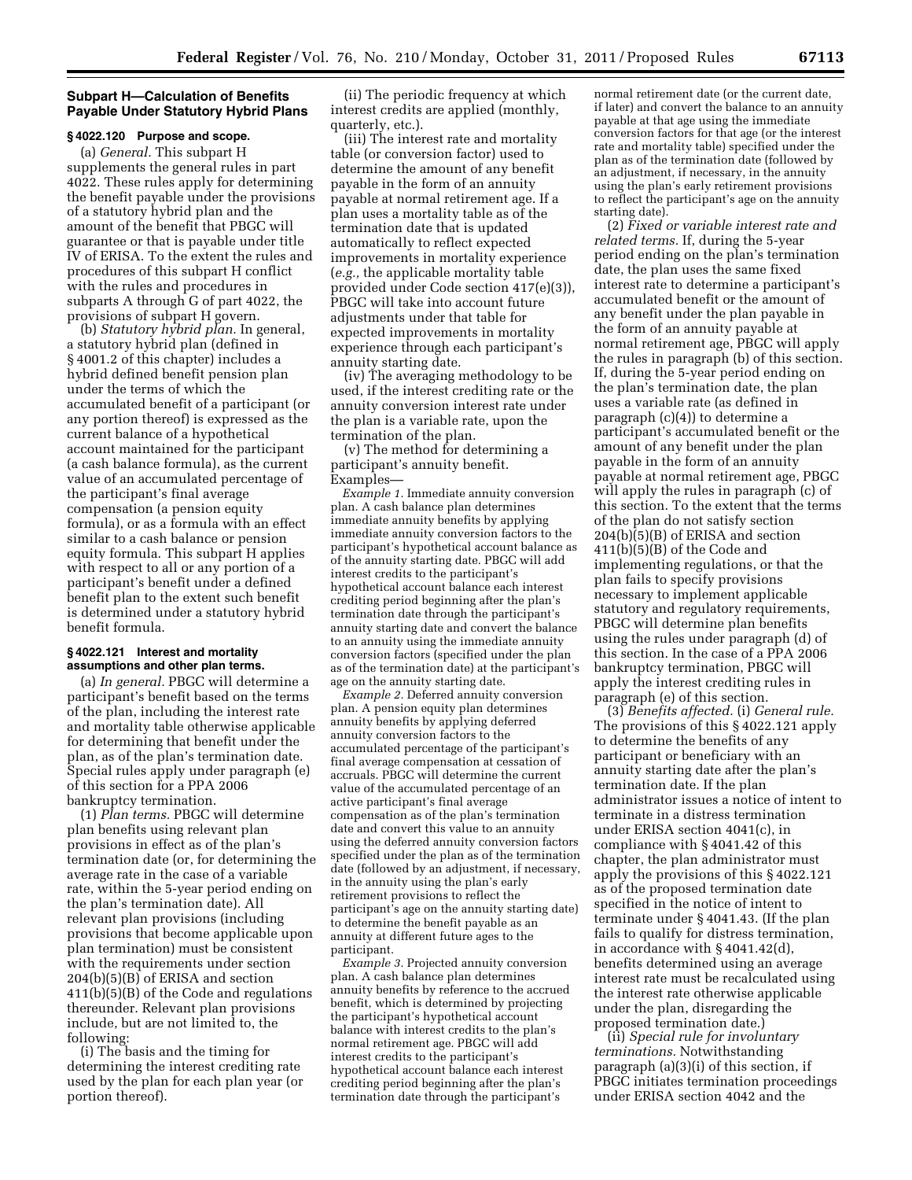## Subpart H—Calculation of Benefits Payable Under Statutory Hybrid Plans

### § 4022.120 Purpose and scope.

(a) *General.* This subpart H supplements the general rules in part 4022. These rules apply for determining the benefit payable under the provisions of a statutory hybrid plan and the amount of the benefit that PBGC will guarantee or that is payable under title IV of ERISA. To the extent the rules and procedures of this subpart H conflict with the rules and procedures in subparts A through G of part 4022, the provisions of subpart H govern.

(b) *Statutory hybrid plan.* In general, a statutory hybrid plan (defined in § 4001.2 of this chapter) includes a hybrid defined benefit pension plan under the terms of which the accumulated benefit of a participant (or any portion thereof) is expressed as the current balance of a hypothetical account maintained for the participant (a cash balance formula), as the current value of an accumulated percentage of the participant's final average compensation (a pension equity formula), or as a formula with an effect similar to a cash balance or pension equity formula. This subpart H applies with respect to all or any portion of a participant's benefit under a defined benefit plan to the extent such benefit is determined under a statutory hybrid benefit formula.

### § 4022.121 Interest and mortality assumptions and other plan terms.

(a) *In general.* PBGC will determine a participant's benefit based on the terms of the plan, including the interest rate and mortality table otherwise applicable for determining that benefit under the plan, as of the plan's termination date. Special rules apply under paragraph (e) of this section for a PPA 2006 bankruptcy termination.

(1) *Plan terms.* PBGC will determine plan benefits using relevant plan provisions in effect as of the plan's termination date (or, for determining the average rate in the case of a variable rate, within the 5-year period ending on the plan's termination date). All relevant plan provisions (including provisions that become applicable upon plan termination) must be consistent with the requirements under section 204(b)(5)(B) of ERISA and section 411(b)(5)(B) of the Code and regulations thereunder. Relevant plan provisions include, but are not limited to, the following:

(i) The basis and the timing for determining the interest crediting rate used by the plan for each plan year (or portion thereof).

(ii) The periodic frequency at which interest credits are applied (monthly, quarterly, etc.).

(iii) The interest rate and mortality table (or conversion factor) used to determine the amount of any benefit payable in the form of an annuity payable at normal retirement age. If a plan uses a mortality table as of the termination date that is updated automatically to reflect expected improvements in mortality experience (*e.g.,* the applicable mortality table provided under Code section 417(e)(3)), PBGC will take into account future adjustments under that table for expected improvements in mortality experience through each participant's annuity starting date.

(iv) The averaging methodology to be used, if the interest crediting rate or the annuity conversion interest rate under the plan is a variable rate, upon the termination of the plan.

(v) The method for determining a participant's annuity benefit. Examples—

*Example 1.* Immediate annuity conversion plan. A cash balance plan determines immediate annuity benefits by applying immediate annuity conversion factors to the participant's hypothetical account balance as of the annuity starting date. PBGC will add interest credits to the participant's hypothetical account balance each interest crediting period beginning after the plan's termination date through the participant's annuity starting date and convert the balance to an annuity using the immediate annuity conversion factors (specified under the plan as of the termination date) at the participant's age on the annuity starting date.

*Example 2.* Deferred annuity conversion plan. A pension equity plan determines annuity benefits by applying deferred annuity conversion factors to the accumulated percentage of the participant's final average compensation at cessation of accruals. PBGC will determine the current value of the accumulated percentage of an active participant's final average compensation as of the plan's termination date and convert this value to an annuity using the deferred annuity conversion factors specified under the plan as of the termination date (followed by an adjustment, if necessary, in the annuity using the plan's early retirement provisions to reflect the participant's age on the annuity starting date) to determine the benefit payable as an annuity at different future ages to the participant.

*Example 3.* Projected annuity conversion plan. A cash balance plan determines annuity benefits by reference to the accrued benefit, which is determined by projecting the participant's hypothetical account balance with interest credits to the plan's normal retirement age. PBGC will add interest credits to the participant's hypothetical account balance each interest crediting period beginning after the plan's termination date through the participant's normal retirement date (or the current date, if later) and convert the balance to an annuity payable at that age using the immediate conversion factors for that age (or the interest rate and mortality table) specified under the plan as of the termination date (followed by an adjustment, if necessary, in the annuity using the plan's early retirement provisions to reflect the participant's age on the annuity starting date).

(2) *Fixed or variable interest rate and related terms.* If, during the 5-year period ending on the plan's termination date, the plan uses the same fixed interest rate to determine a participant's accumulated benefit or the amount of any benefit under the plan payable in the form of an annuity payable at normal retirement age, PBGC will apply the rules in paragraph (b) of this section. If, during the 5-year period ending on the plan's termination date, the plan uses a variable rate (as defined in paragraph (c)(4)) to determine a participant's accumulated benefit or the amount of any benefit under the plan payable in the form of an annuity payable at normal retirement age, PBGC will apply the rules in paragraph (c) of this section. To the extent that the terms of the plan do not satisfy section 204(b)(5)(B) of ERISA and section 411(b)(5)(B) of the Code and implementing regulations, or that the plan fails to specify provisions necessary to implement applicable statutory and regulatory requirements, PBGC will determine plan benefits using the rules under paragraph (d) of this section. In the case of a PPA 2006 bankruptcy termination, PBGC will apply the interest crediting rules in paragraph (e) of this section.

(3) *Benefits affected.* (i) *General rule.* The provisions of this § 4022.121 apply to determine the benefits of any participant or beneficiary with an annuity starting date after the plan's termination date. If the plan administrator issues a notice of intent to terminate in a distress termination under ERISA section 4041(c), in compliance with § 4041.42 of this chapter, the plan administrator must apply the provisions of this § 4022.121 as of the proposed termination date specified in the notice of intent to terminate under § 4041.43. (If the plan fails to qualify for distress termination, in accordance with § 4041.42(d), benefits determined using an average interest rate must be recalculated using the interest rate otherwise applicable under the plan, disregarding the proposed termination date.)

(ii) *Special rule for involuntary terminations.* Notwithstanding paragraph (a)(3)(i) of this section, if PBGC initiates termination proceedings under ERISA section 4042 and the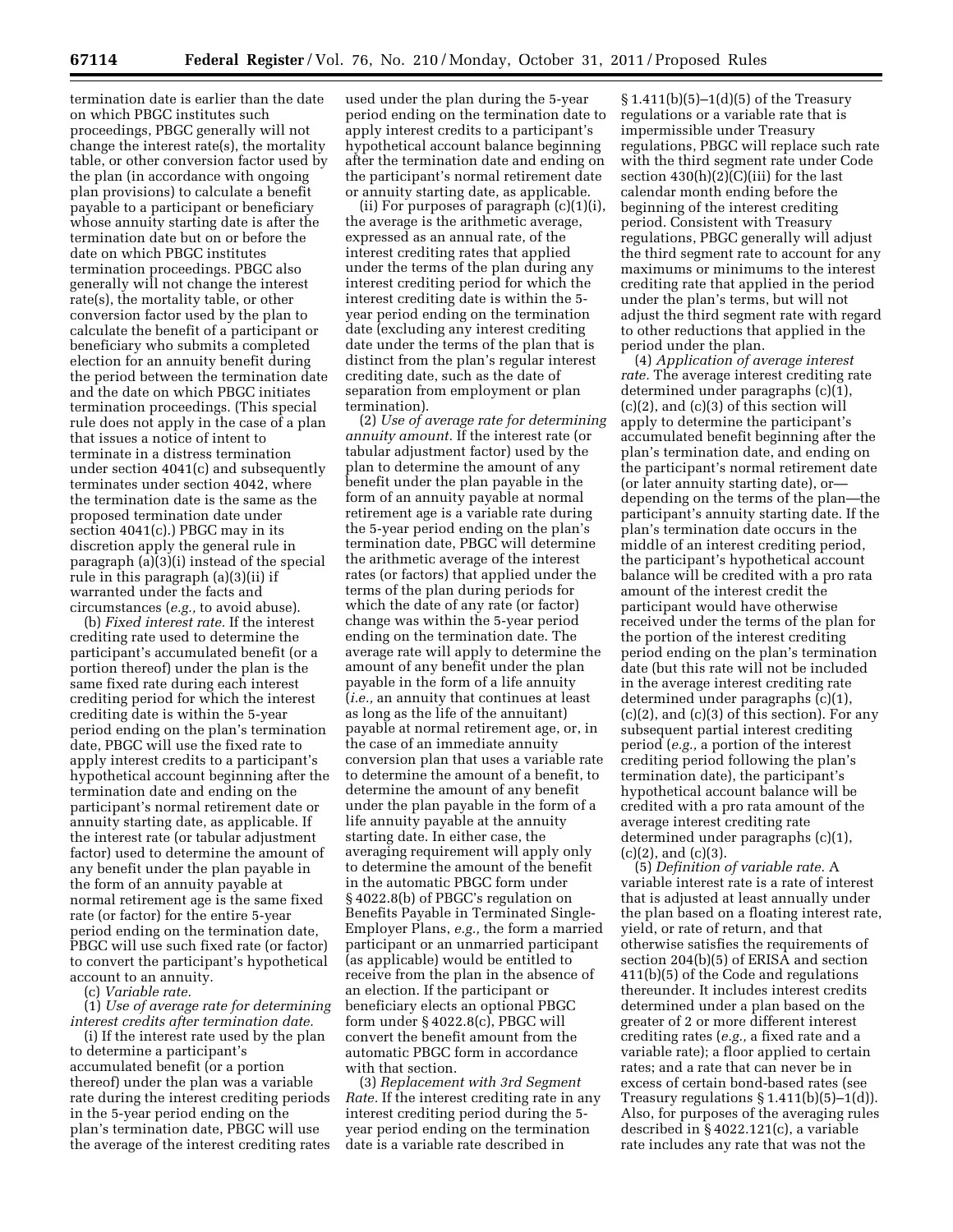termination date is earlier than the date on which PBGC institutes such proceedings, PBGC generally will not change the interest rate(s), the mortality table, or other conversion factor used by the plan (in accordance with ongoing plan provisions) to calculate a benefit payable to a participant or beneficiary whose annuity starting date is after the termination date but on or before the date on which PBGC institutes termination proceedings. PBGC also generally will not change the interest rate(s), the mortality table, or other conversion factor used by the plan to calculate the benefit of a participant or beneficiary who submits a completed election for an annuity benefit during the period between the termination date and the date on which PBGC initiates termination proceedings. (This special rule does not apply in the case of a plan that issues a notice of intent to terminate in a distress termination under section 4041(c) and subsequently terminates under section 4042, where the termination date is the same as the proposed termination date under section 4041(c).) PBGC may in its discretion apply the general rule in paragraph (a)(3)(i) instead of the special rule in this paragraph (a)(3)(ii) if warranted under the facts and circumstances (*e.g.,* to avoid abuse).

(b) *Fixed interest rate.* If the interest crediting rate used to determine the participant's accumulated benefit (or a portion thereof) under the plan is the same fixed rate during each interest crediting period for which the interest crediting date is within the 5-year period ending on the plan's termination date, PBGC will use the fixed rate to apply interest credits to a participant's hypothetical account beginning after the termination date and ending on the participant's normal retirement date or annuity starting date, as applicable. If the interest rate (or tabular adjustment factor) used to determine the amount of any benefit under the plan payable in the form of an annuity payable at normal retirement age is the same fixed rate (or factor) for the entire 5-year period ending on the termination date, PBGC will use such fixed rate (or factor) to convert the participant's hypothetical account to an annuity.

(c) *Variable rate.*

(1) *Use of average rate for determining interest credits after termination date.*

(i) If the interest rate used by the plan to determine a participant's accumulated benefit (or a portion thereof) under the plan was a variable rate during the interest crediting periods in the 5-year period ending on the plan's termination date, PBGC will use the average of the interest crediting rates used under the plan during the 5-year period ending on the termination date to apply interest credits to a participant's hypothetical account balance beginning after the termination date and ending on the participant's normal retirement date or annuity starting date, as applicable.

(ii) For purposes of paragraph (c)(1)(i), the average is the arithmetic average, expressed as an annual rate, of the interest crediting rates that applied under the terms of the plan during any interest crediting period for which the interest crediting date is within the 5-year period ending on the termination date (excluding any interest crediting date under the terms of the plan that is distinct from the plan's regular interest crediting date, such as the date of separation from employment or plan termination).

(2) *Use of average rate for determining annuity amount.* If the interest rate (or tabular adjustment factor) used by the plan to determine the amount of any benefit under the plan payable in the form of an annuity payable at normal retirement age is a variable rate during the 5-year period ending on the plan's termination date, PBGC will determine the arithmetic average of the interest rates (or factors) that applied under the terms of the plan during periods for which the date of any rate (or factor) change was within the 5-year period ending on the termination date. The average rate will apply to determine the amount of any benefit under the plan payable in the form of a life annuity (*i.e.,* an annuity that continues at least as long as the life of the annuitant) payable at normal retirement age, or, in the case of an immediate annuity conversion plan that uses a variable rate to determine the amount of a benefit, to determine the amount of any benefit under the plan payable in the form of a life annuity payable at the annuity starting date. In either case, the averaging requirement will apply only to determine the amount of the benefit in the automatic PBGC form under § 4022.8(b) of PBGC's regulation on Benefits Payable in Terminated Single-Employer Plans, *e.g.,* the form a married participant or an unmarried participant (as applicable) would be entitled to receive from the plan in the absence of an election. If the participant or beneficiary elects an optional PBGC form under § 4022.8(c), PBGC will convert the benefit amount from the automatic PBGC form in accordance with that section.

(3) *Replacement with 3rd Segment Rate.* If the interest crediting rate in any interest crediting period during the 5-year period ending on the termination date is a variable rate described in § 1.411(b)(5)–1(d)(5) of the Treasury regulations or a variable rate that is impermissible under Treasury regulations, PBGC will replace such rate with the third segment rate under Code section 430(h)(2)(C)(iii) for the last calendar month ending before the beginning of the interest crediting period. Consistent with Treasury regulations, PBGC generally will adjust the third segment rate to account for any maximums or minimums to the interest crediting rate that applied in the period under the plan's terms, but will not adjust the third segment rate with regard to other reductions that applied in the period under the plan.

(4) *Application of average interest rate.* The average interest crediting rate determined under paragraphs (c)(1), (c)(2), and (c)(3) of this section will apply to determine the participant's accumulated benefit beginning after the plan's termination date, and ending on the participant's normal retirement date (or later annuity starting date), or—depending on the terms of the plan—the participant's annuity starting date. If the plan's termination date occurs in the middle of an interest crediting period, the participant's hypothetical account balance will be credited with a pro rata amount of the interest credit the participant would have otherwise received under the terms of the plan for the portion of the interest crediting period ending on the plan's termination date (but this rate will not be included in the average interest crediting rate determined under paragraphs (c)(1), (c)(2), and (c)(3) of this section). For any subsequent partial interest crediting period (*e.g.,* a portion of the interest crediting period following the plan's termination date), the participant's hypothetical account balance will be credited with a pro rata amount of the average interest crediting rate determined under paragraphs (c)(1), (c)(2), and (c)(3).

(5) *Definition of variable rate.* A variable interest rate is a rate of interest that is adjusted at least annually under the plan based on a floating interest rate, yield, or rate of return, and that otherwise satisfies the requirements of section 204(b)(5) of ERISA and section 411(b)(5) of the Code and regulations thereunder. It includes interest credits determined under a plan based on the greater of 2 or more different interest crediting rates (*e.g.,* a fixed rate and a variable rate); a floor applied to certain rates; and a rate that can never be in excess of certain bond-based rates (see Treasury regulations § 1.411(b)(5)–1(d)). Also, for purposes of the averaging rules described in § 4022.121(c), a variable rate includes any rate that was not the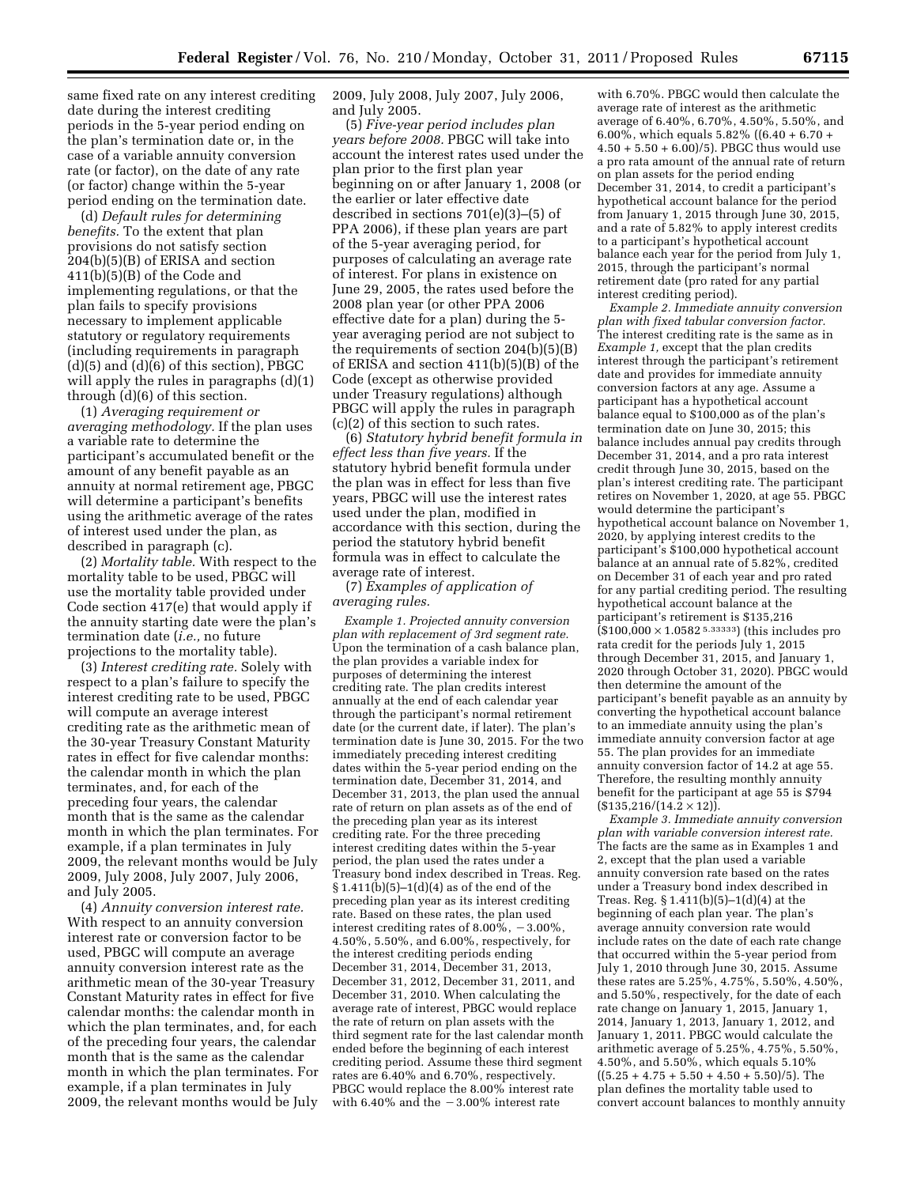same fixed rate on any interest crediting date during the interest crediting periods in the 5-year period ending on the plan's termination date or, in the case of a variable annuity conversion rate (or factor), on the date of any rate (or factor) change within the 5-year period ending on the termination date.

(d) *Default rules for determining benefits.* To the extent that plan provisions do not satisfy section 204(b)(5)(B) of ERISA and section 411(b)(5)(B) of the Code and implementing regulations, or that the plan fails to specify provisions necessary to implement applicable statutory or regulatory requirements (including requirements in paragraph (d)(5) and (d)(6) of this section), PBGC will apply the rules in paragraphs (d)(1) through (d)(6) of this section.

(1) *Averaging requirement or averaging methodology.* If the plan uses a variable rate to determine the participant's accumulated benefit or the amount of any benefit payable as an annuity at normal retirement age, PBGC will determine a participant's benefits using the arithmetic average of the rates of interest used under the plan, as described in paragraph (c).

(2) *Mortality table.* With respect to the mortality table to be used, PBGC will use the mortality table provided under Code section 417(e) that would apply if the annuity starting date were the plan's termination date (*i.e.,* no future projections to the mortality table).

(3) *Interest crediting rate.* Solely with respect to a plan's failure to specify the interest crediting rate to be used, PBGC will compute an average interest crediting rate as the arithmetic mean of the 30-year Treasury Constant Maturity rates in effect for five calendar months: the calendar month in which the plan terminates, and, for each of the preceding four years, the calendar month that is the same as the calendar month in which the plan terminates. For example, if a plan terminates in July 2009, the relevant months would be July 2009, July 2008, July 2007, July 2006, and July 2005.

(4) *Annuity conversion interest rate.* With respect to an annuity conversion interest rate or conversion factor to be used, PBGC will compute an average annuity conversion interest rate as the arithmetic mean of the 30-year Treasury Constant Maturity rates in effect for five calendar months: the calendar month in which the plan terminates, and, for each of the preceding four years, the calendar month that is the same as the calendar month in which the plan terminates. For example, if a plan terminates in July 2009, the relevant months would be July 2009, July 2008, July 2007, July 2006, and July 2005.

(5) *Five-year period includes plan years before 2008.* PBGC will take into account the interest rates used under the plan prior to the first plan year beginning on or after January 1, 2008 (or the earlier or later effective date described in sections 701(e)(3)–(5) of PPA 2006), if these plan years are part of the 5-year averaging period, for purposes of calculating an average rate of interest. For plans in existence on June 29, 2005, the rates used before the 2008 plan year (or other PPA 2006 effective date for a plan) during the 5-year averaging period are not subject to the requirements of section 204(b)(5)(B) of ERISA and section 411(b)(5)(B) of the Code (except as otherwise provided under Treasury regulations) although PBGC will apply the rules in paragraph (c)(2) of this section to such rates.

(6) *Statutory hybrid benefit formula in effect less than five years.* If the statutory hybrid benefit formula under the plan was in effect for less than five years, PBGC will use the interest rates used under the plan, modified in accordance with this section, during the period the statutory hybrid benefit formula was in effect to calculate the average rate of interest.

(7) *Examples of application of averaging rules.*

*Example 1. Projected annuity conversion plan with replacement of 3rd segment rate.* Upon the termination of a cash balance plan, the plan provides a variable index for purposes of determining the interest crediting rate. The plan credits interest annually at the end of each calendar year through the participant's normal retirement date (or the current date, if later). The plan's termination date is June 30, 2015. For the two immediately preceding interest crediting dates within the 5-year period ending on the termination date, December 31, 2014, and December 31, 2013, the plan used the annual rate of return on plan assets as of the end of the preceding plan year as its interest crediting rate. For the three preceding interest crediting dates within the 5-year period, the plan used the rates under a Treasury bond index described in Treas. Reg. § 1.411(b)(5)–1(d)(4) as of the end of the preceding plan year as its interest crediting rate. Based on these rates, the plan used interest crediting rates of 8.00%, −3.00%, 4.50%, 5.50%, and 6.00%, respectively, for the interest crediting periods ending December 31, 2014, December 31, 2013, December 31, 2012, December 31, 2011, and December 31, 2010. When calculating the average rate of interest, PBGC would replace the rate of return on plan assets with the third segment rate for the last calendar month ended before the beginning of each interest crediting period. Assume these third segment rates are 6.40% and 6.70%, respectively. PBGC would replace the 8.00% interest rate with 6.40% and the −3.00% interest rate with 6.70%. PBGC would then calculate the average rate of interest as the arithmetic average of 6.40%, 6.70%, 4.50%, 5.50%, and 6.00%, which equals 5.82% ((6.40 + 6.70 + 4.50 + 5.50 + 6.00)/5). PBGC thus would use a pro rata amount of the annual rate of return on plan assets for the period ending December 31, 2014, to credit a participant's hypothetical account balance for the period from January 1, 2015 through June 30, 2015, and a rate of 5.82% to apply interest credits to a participant's hypothetical account balance each year for the period from July 1, 2015, through the participant's normal retirement date (pro rated for any partial interest crediting period).

*Example 2. Immediate annuity conversion plan with fixed tabular conversion factor.* The interest crediting rate is the same as in *Example 1,* except that the plan credits interest through the participant's retirement date and provides for immediate annuity conversion factors at any age. Assume a participant has a hypothetical account balance equal to $100,000 as of the plan's termination date on June 30, 2015; this balance includes annual pay credits through December 31, 2014, and a pro rata interest credit through June 30, 2015, based on the plan's interest crediting rate. The participant retires on November 1, 2020, at age 55. PBGC would determine the participant's hypothetical account balance on November 1, 2020, by applying interest credits to the participant's $100,000 hypothetical account balance at an annual rate of 5.82%, credited on December 31 of each year and pro rated for any partial crediting period. The resulting hypothetical account balance at the participant's retirement is $135,216 ($\$100,000 \times 1.0582^{5.33333}$) (this includes pro rata credit for the periods July 1, 2015 through December 31, 2015, and January 1, 2020 through October 31, 2020). PBGC would then determine the amount of the participant's benefit payable as an annuity by converting the hypothetical account balance to an immediate annuity using the plan's immediate annuity conversion factor at age 55. The plan provides for an immediate annuity conversion factor of 14.2 at age 55. Therefore, the resulting monthly annuity benefit for the participant at age 55 is $794 ($135,216/(14.2 × 12)).

*Example 3. Immediate annuity conversion plan with variable conversion interest rate.* The facts are the same as in Examples 1 and 2, except that the plan used a variable annuity conversion rate based on the rates under a Treasury bond index described in Treas. Reg. § 1.411(b)(5)–1(d)(4) at the beginning of each plan year. The plan's average annuity conversion rate would include rates on the date of each rate change that occurred within the 5-year period from July 1, 2010 through June 30, 2015. Assume these rates are 5.25%, 4.75%, 5.50%, 4.50%, and 5.50%, respectively, for the date of each rate change on January 1, 2015, January 1, 2014, January 1, 2013, January 1, 2012, and January 1, 2011. PBGC would calculate the arithmetic average of 5.25%, 4.75%, 5.50%, 4.50%, and 5.50%, which equals 5.10% ((5.25 + 4.75 + 5.50 + 4.50 + 5.50)/5). The plan defines the mortality table used to convert account balances to monthly annuity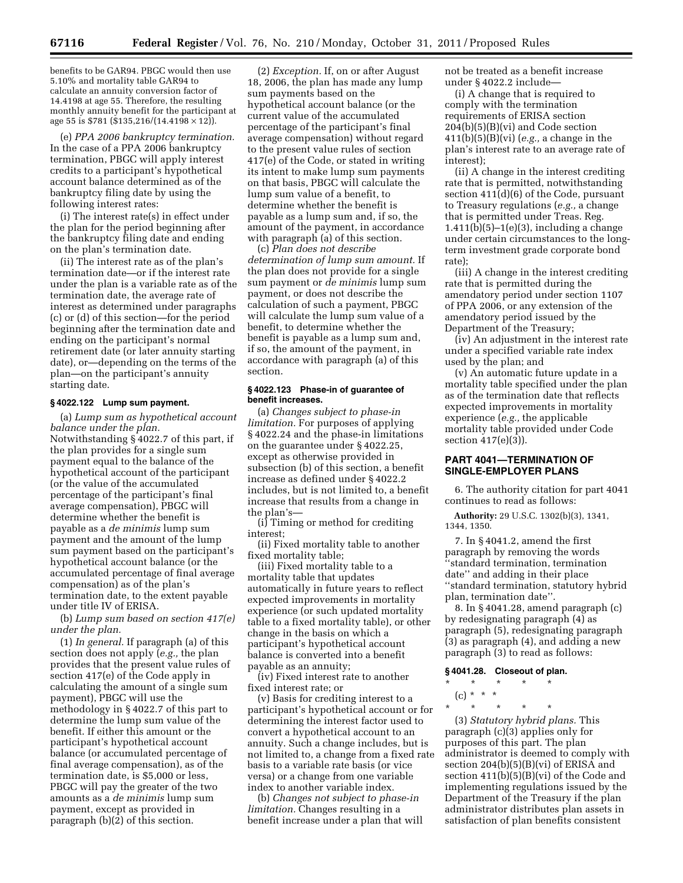benefits to be GAR94. PBGC would then use 5.10% and mortality table GAR94 to calculate an annuity conversion factor of 14.4198 at age 55. Therefore, the resulting monthly annuity benefit for the participant at age 55 is $781 ($135,216/(14.4198 × 12)).

(e) *PPA 2006 bankruptcy termination.* In the case of a PPA 2006 bankruptcy termination, PBGC will apply interest credits to a participant's hypothetical account balance determined as of the bankruptcy filing date by using the following interest rates:

(i) The interest rate(s) in effect under the plan for the period beginning after the bankruptcy filing date and ending on the plan's termination date.

(ii) The interest rate as of the plan's termination date—or if the interest rate under the plan is a variable rate as of the termination date, the average rate of interest as determined under paragraphs (c) or (d) of this section—for the period beginning after the termination date and ending on the participant's normal retirement date (or later annuity starting date), or—depending on the terms of the plan—on the participant's annuity starting date.

**§ 4022.122 Lump sum payment.**

(a) *Lump sum as hypothetical account balance under the plan.* Notwithstanding § 4022.7 of this part, if the plan provides for a single sum payment equal to the balance of the hypothetical account of the participant (or the value of the accumulated percentage of the participant's final average compensation), PBGC will determine whether the benefit is payable as a *de minimis* lump sum payment and the amount of the lump sum payment based on the participant's hypothetical account balance (or the accumulated percentage of final average compensation) as of the plan's termination date, to the extent payable under title IV of ERISA.

(b) *Lump sum based on section 417(e) under the plan.*

(1) *In general.* If paragraph (a) of this section does not apply (*e.g.,* the plan provides that the present value rules of section 417(e) of the Code apply in calculating the amount of a single sum payment), PBGC will use the methodology in § 4022.7 of this part to determine the lump sum value of the benefit. If either this amount or the participant's hypothetical account balance (or accumulated percentage of final average compensation), as of the termination date, is $5,000 or less, PBGC will pay the greater of the two amounts as a *de minimis* lump sum payment, except as provided in paragraph (b)(2) of this section.

(2) *Exception.* If, on or after August 18, 2006, the plan has made any lump sum payments based on the hypothetical account balance (or the current value of the accumulated percentage of the participant's final average compensation) without regard to the present value rules of section 417(e) of the Code, or stated in writing its intent to make lump sum payments on that basis, PBGC will calculate the lump sum value of a benefit, to determine whether the benefit is payable as a lump sum and, if so, the amount of the payment, in accordance with paragraph (a) of this section.

(c) *Plan does not describe determination of lump sum amount.* If the plan does not provide for a single sum payment or *de minimis* lump sum payment, or does not describe the calculation of such a payment, PBGC will calculate the lump sum value of a benefit, to determine whether the benefit is payable as a lump sum and, if so, the amount of the payment, in accordance with paragraph (a) of this section.

**§ 4022.123 Phase-in of guarantee of benefit increases.**

(a) *Changes subject to phase-in limitation.* For purposes of applying § 4022.24 and the phase-in limitations on the guarantee under § 4022.25, except as otherwise provided in subsection (b) of this section, a benefit increase as defined under § 4022.2 includes, but is not limited to, a benefit increase that results from a change in the plan's—

(i) Timing or method for crediting interest;

(ii) Fixed mortality table to another fixed mortality table;

(iii) Fixed mortality table to a mortality table that updates automatically in future years to reflect expected improvements in mortality experience (or such updated mortality table to a fixed mortality table), or other change in the basis on which a participant's hypothetical account balance is converted into a benefit payable as an annuity;

(iv) Fixed interest rate to another fixed interest rate; or

(v) Basis for crediting interest to a participant's hypothetical account or for determining the interest factor used to convert a hypothetical account to an annuity. Such a change includes, but is not limited to, a change from a fixed rate basis to a variable rate basis (or vice versa) or a change from one variable index to another variable index.

(b) *Changes not subject to phase-in limitation.* Changes resulting in a benefit increase under a plan that will not be treated as a benefit increase under § 4022.2 include—

(i) A change that is required to comply with the termination requirements of ERISA section 204(b)(5)(B)(vi) and Code section 411(b)(5)(B)(vi) (*e.g.,* a change in the plan's interest rate to an average rate of interest);

(ii) A change in the interest crediting rate that is permitted, notwithstanding section 411(d)(6) of the Code, pursuant to Treasury regulations (*e.g.,* a change that is permitted under Treas. Reg. 1.411(b)(5)–1(e)(3), including a change under certain circumstances to the long-term investment grade corporate bond rate);

(iii) A change in the interest crediting rate that is permitted during the amendatory period under section 1107 of PPA 2006, or any extension of the amendatory period issued by the Department of the Treasury;

(iv) An adjustment in the interest rate under a specified variable rate index used by the plan; and

(v) An automatic future update in a mortality table specified under the plan as of the termination date that reflects expected improvements in mortality experience (*e.g.,* the applicable mortality table provided under Code section 417(e)(3)).

## PART 4041—TERMINATION OF SINGLE-EMPLOYER PLANS

6. The authority citation for part 4041 continues to read as follows:

**Authority:** 29 U.S.C. 1302(b)(3), 1341, 1344, 1350.

7. In § 4041.2, amend the first paragraph by removing the words ''standard termination, termination date'' and adding in their place ''standard termination, statutory hybrid plan, termination date''.

8. In § 4041.28, amend paragraph (c) by redesignating paragraph (4) as paragraph (5), redesignating paragraph (3) as paragraph (4), and adding a new paragraph (3) to read as follows:

**§ 4041.28. Closeout of plan.**

\* \* \* \* \*

(c) \* \* \*

\* \* \* \* \*

(3) *Statutory hybrid plans.* This paragraph (c)(3) applies only for purposes of this part. The plan administrator is deemed to comply with section 204(b)(5)(B)(vi) of ERISA and section 411(b)(5)(B)(vi) of the Code and implementing regulations issued by the Department of the Treasury if the plan administrator distributes plan assets in satisfaction of plan benefits consistent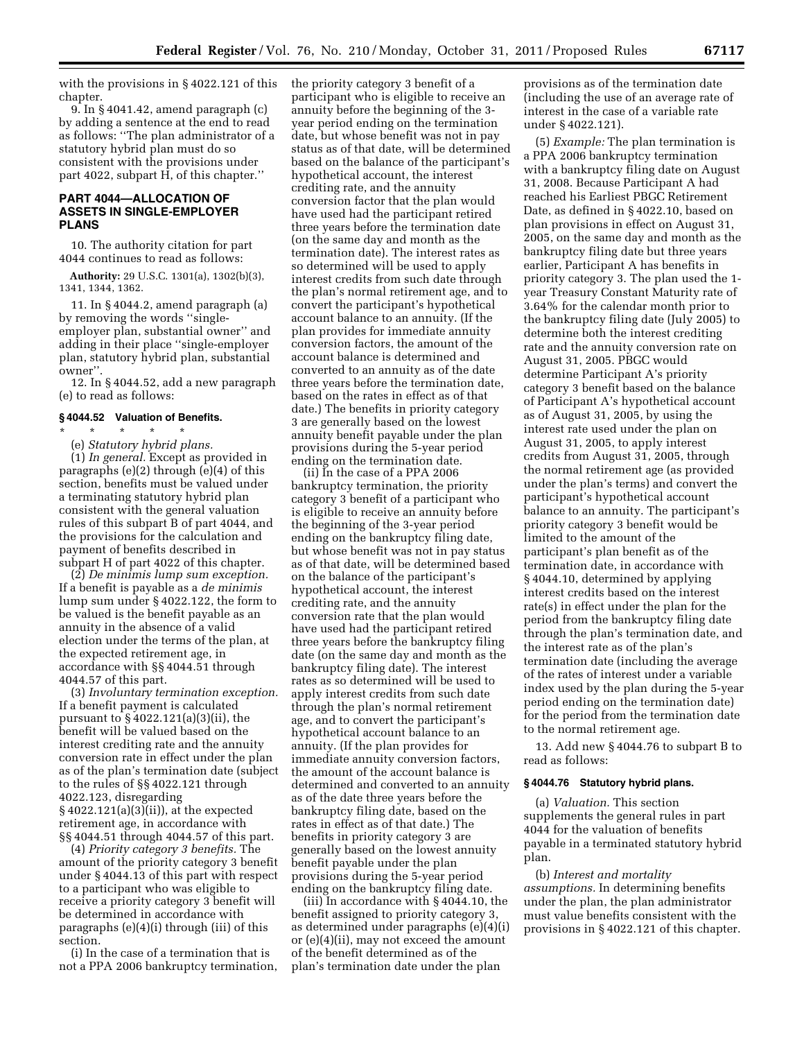with the provisions in § 4022.121 of this chapter.

9. In § 4041.42, amend paragraph (c) by adding a sentence at the end to read as follows: ''The plan administrator of a statutory hybrid plan must do so consistent with the provisions under part 4022, subpart H, of this chapter.''

## PART 4044—ALLOCATION OF ASSETS IN SINGLE-EMPLOYER PLANS

10. The authority citation for part 4044 continues to read as follows:

**Authority:** 29 U.S.C. 1301(a), 1302(b)(3), 1341, 1344, 1362.

11. In § 4044.2, amend paragraph (a) by removing the words ''single-employer plan, substantial owner'' and adding in their place ''single-employer plan, statutory hybrid plan, substantial owner''.

12. In § 4044.52, add a new paragraph (e) to read as follows:

### § 4044.52 Valuation of Benefits.

\* \* \* \* \*

(e) *Statutory hybrid plans.*

(1) *In general.* Except as provided in paragraphs (e)(2) through (e)(4) of this section, benefits must be valued under a terminating statutory hybrid plan consistent with the general valuation rules of this subpart B of part 4044, and the provisions for the calculation and payment of benefits described in subpart H of part 4022 of this chapter.

(2) *De minimis lump sum exception.* If a benefit is payable as a *de minimis* lump sum under § 4022.122, the form to be valued is the benefit payable as an annuity in the absence of a valid election under the terms of the plan, at the expected retirement age, in accordance with §§ 4044.51 through 4044.57 of this part.

(3) *Involuntary termination exception.* If a benefit payment is calculated pursuant to § 4022.121(a)(3)(ii), the benefit will be valued based on the interest crediting rate and the annuity conversion rate in effect under the plan as of the plan's termination date (subject to the rules of §§ 4022.121 through 4022.123, disregarding § 4022.121(a)(3)(ii)), at the expected retirement age, in accordance with §§ 4044.51 through 4044.57 of this part.

(4) *Priority category 3 benefits.* The amount of the priority category 3 benefit under § 4044.13 of this part with respect to a participant who was eligible to receive a priority category 3 benefit will be determined in accordance with paragraphs (e)(4)(i) through (iii) of this section.

(i) In the case of a termination that is not a PPA 2006 bankruptcy termination, the priority category 3 benefit of a participant who is eligible to receive an annuity before the beginning of the 3-year period ending on the termination date, but whose benefit was not in pay status as of that date, will be determined based on the balance of the participant's hypothetical account, the interest crediting rate, and the annuity conversion factor that the plan would have used had the participant retired three years before the termination date (on the same day and month as the termination date). The interest rates as so determined will be used to apply interest credits from such date through the plan's normal retirement age, and to convert the participant's hypothetical account balance to an annuity. (If the plan provides for immediate annuity conversion factors, the amount of the account balance is determined and converted to an annuity as of the date three years before the termination date, based on the rates in effect as of that date.) The benefits in priority category 3 are generally based on the lowest annuity benefit payable under the plan provisions during the 5-year period ending on the termination date.

(ii) In the case of a PPA 2006 bankruptcy termination, the priority category 3 benefit of a participant who is eligible to receive an annuity before the beginning of the 3-year period ending on the bankruptcy filing date, but whose benefit was not in pay status as of that date, will be determined based on the balance of the participant's hypothetical account, the interest crediting rate, and the annuity conversion rate that the plan would have used had the participant retired three years before the bankruptcy filing date (on the same day and month as the bankruptcy filing date). The interest rates as so determined will be used to apply interest credits from such date through the plan's normal retirement age, and to convert the participant's hypothetical account balance to an annuity. (If the plan provides for immediate annuity conversion factors, the amount of the account balance is determined and converted to an annuity as of the date three years before the bankruptcy filing date, based on the rates in effect as of that date.) The benefits in priority category 3 are generally based on the lowest annuity benefit payable under the plan provisions during the 5-year period ending on the bankruptcy filing date.

(iii) In accordance with § 4044.10, the benefit assigned to priority category 3, as determined under paragraphs (e)(4)(i) or (e)(4)(ii), may not exceed the amount of the benefit determined as of the plan's termination date under the plan provisions as of the termination date (including the use of an average rate of interest in the case of a variable rate under § 4022.121).

(5) *Example:* The plan termination is a PPA 2006 bankruptcy termination with a bankruptcy filing date on August 31, 2008. Because Participant A had reached his Earliest PBGC Retirement Date, as defined in § 4022.10, based on plan provisions in effect on August 31, 2005, on the same day and month as the bankruptcy filing date but three years earlier, Participant A has benefits in priority category 3. The plan used the 1-year Treasury Constant Maturity rate of 3.64% for the calendar month prior to the bankruptcy filing date (July 2005) to determine both the interest crediting rate and the annuity conversion rate on August 31, 2005. PBGC would determine Participant A's priority category 3 benefit based on the balance of Participant A's hypothetical account as of August 31, 2005, by using the interest rate used under the plan on August 31, 2005, to apply interest credits from August 31, 2005, through the normal retirement age (as provided under the plan's terms) and convert the participant's hypothetical account balance to an annuity. The participant's priority category 3 benefit would be limited to the amount of the participant's plan benefit as of the termination date, in accordance with § 4044.10, determined by applying interest credits based on the interest rate(s) in effect under the plan for the period from the bankruptcy filing date through the plan's termination date, and the interest rate as of the plan's termination date (including the average of the rates of interest under a variable index used by the plan during the 5-year period ending on the termination date) for the period from the termination date to the normal retirement age.

13. Add new § 4044.76 to subpart B to read as follows:

### § 4044.76 Statutory hybrid plans.

(a) *Valuation.* This section supplements the general rules in part 4044 for the valuation of benefits payable in a terminated statutory hybrid plan.

(b) *Interest and mortality assumptions.* In determining benefits under the plan, the plan administrator must value benefits consistent with the provisions in § 4022.121 of this chapter.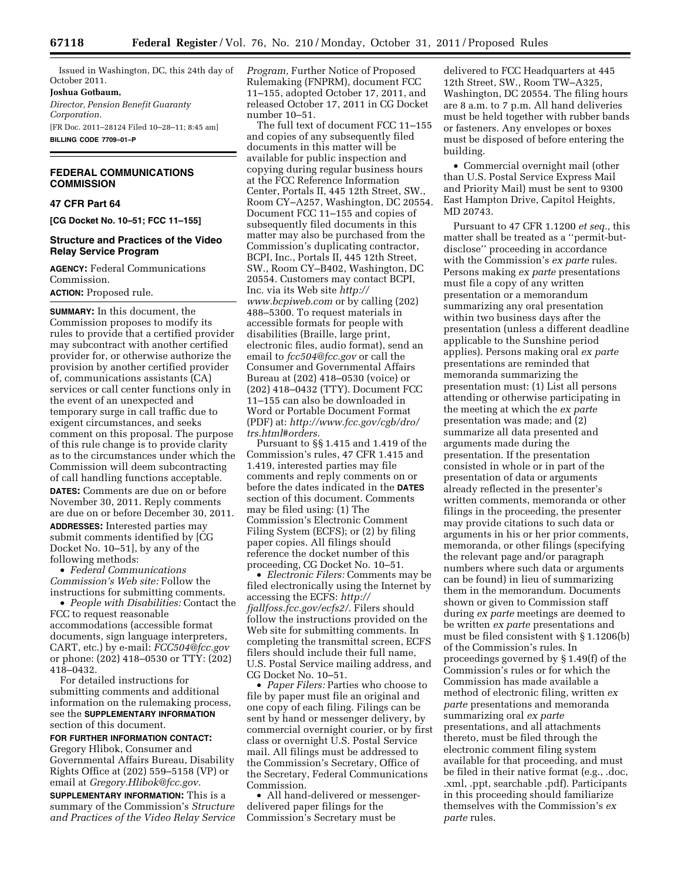Issued in Washington, DC, this 24th day of October 2011.

**Joshua Gotbaum,**

*Director, Pension Benefit Guaranty Corporation.*

[FR Doc. 2011–28124 Filed 10–28–11; 8:45 am]

**BILLING CODE 7709–01–P**

## FEDERAL COMMUNICATIONS COMMISSION

### 47 CFR Part 64

**[CG Docket No. 10–51; FCC 11–155]**

### Structure and Practices of the Video Relay Service Program

**AGENCY:** Federal Communications Commission.

**ACTION:** Proposed rule.

**SUMMARY:** In this document, the Commission proposes to modify its rules to provide that a certified provider may subcontract with another certified provider for, or otherwise authorize the provision by another certified provider of, communications assistants (CA) services or call center functions only in the event of an unexpected and temporary surge in call traffic due to exigent circumstances, and seeks comment on this proposal. The purpose of this rule change is to provide clarity as to the circumstances under which the Commission will deem subcontracting of call handling functions acceptable.

**DATES:** Comments are due on or before November 30, 2011. Reply comments are due on or before December 30, 2011.

**ADDRESSES:** Interested parties may submit comments identified by [CG Docket No. 10–51], by any of the following methods:

- *Federal Communications Commission's Web site:* Follow the instructions for submitting comments.
- *People with Disabilities:* Contact the FCC to request reasonable accommodations (accessible format documents, sign language interpreters, CART, etc.) by e-mail: *FCC504@fcc.gov* or phone: (202) 418–0530 or TTY: (202) 418–0432.

For detailed instructions for submitting comments and additional information on the rulemaking process, see the **SUPPLEMENTARY INFORMATION** section of this document.

**FOR FURTHER INFORMATION CONTACT:** Gregory Hlibok, Consumer and Governmental Affairs Bureau, Disability Rights Office at (202) 559–5158 (VP) or email at *Gregory.Hlibok@fcc.gov.*

**SUPPLEMENTARY INFORMATION:** This is a summary of the Commission's *Structure and Practices of the Video Relay Service Program,* Further Notice of Proposed Rulemaking (FNPRM), document FCC 11–155, adopted October 17, 2011, and released October 17, 2011 in CG Docket number 10–51.

The full text of document FCC 11–155 and copies of any subsequently filed documents in this matter will be available for public inspection and copying during regular business hours at the FCC Reference Information Center, Portals II, 445 12th Street, SW., Room CY–A257, Washington, DC 20554. Document FCC 11–155 and copies of subsequently filed documents in this matter may also be purchased from the Commission's duplicating contractor, BCPI, Inc., Portals II, 445 12th Street, SW., Room CY–B402, Washington, DC 20554. Customers may contact BCPI, Inc. via its Web site *http://www.bcpiweb.com* or by calling (202) 488–5300. To request materials in accessible formats for people with disabilities (Braille, large print, electronic files, audio format), send an email to *fcc504@fcc.gov* or call the Consumer and Governmental Affairs Bureau at (202) 418–0530 (voice) or (202) 418–0432 (TTY). Document FCC 11–155 can also be downloaded in Word or Portable Document Format (PDF) at: *http://www.fcc.gov/cgb/dro/trs.html#orders.*

Pursuant to §§ 1.415 and 1.419 of the Commission's rules, 47 CFR 1.415 and 1.419, interested parties may file comments and reply comments on or before the dates indicated in the **DATES** section of this document. Comments may be filed using: (1) The Commission's Electronic Comment Filing System (ECFS); or (2) by filing paper copies. All filings should reference the docket number of this proceeding, CG Docket No. 10–51.

- *Electronic Filers:* Comments may be filed electronically using the Internet by accessing the ECFS: *http://fjallfoss.fcc.gov/ecfs2/.* Filers should follow the instructions provided on the Web site for submitting comments. In completing the transmittal screen, ECFS filers should include their full name, U.S. Postal Service mailing address, and CG Docket No. 10–51.
- *Paper Filers:* Parties who choose to file by paper must file an original and one copy of each filing. Filings can be sent by hand or messenger delivery, by commercial overnight courier, or by first class or overnight U.S. Postal Service mail. All filings must be addressed to the Commission's Secretary, Office of the Secretary, Federal Communications Commission.
- All hand-delivered or messenger-delivered paper filings for the Commission's Secretary must be delivered to FCC Headquarters at 445 12th Street, SW., Room TW–A325, Washington, DC 20554. The filing hours are 8 a.m. to 7 p.m. All hand deliveries must be held together with rubber bands or fasteners. Any envelopes or boxes must be disposed of before entering the building.
- Commercial overnight mail (other than U.S. Postal Service Express Mail and Priority Mail) must be sent to 9300 East Hampton Drive, Capitol Heights, MD 20743.

Pursuant to 47 CFR 1.1200 *et seq.,* this matter shall be treated as a ''permit-but-disclose'' proceeding in accordance with the Commission's *ex parte* rules. Persons making *ex parte* presentations must file a copy of any written presentation or a memorandum summarizing any oral presentation within two business days after the presentation (unless a different deadline applicable to the Sunshine period applies). Persons making oral *ex parte* presentations are reminded that memoranda summarizing the presentation must: (1) List all persons attending or otherwise participating in the meeting at which the *ex parte* presentation was made; and (2) summarize all data presented and arguments made during the presentation. If the presentation consisted in whole or in part of the presentation of data or arguments already reflected in the presenter's written comments, memoranda or other filings in the proceeding, the presenter may provide citations to such data or arguments in his or her prior comments, memoranda, or other filings (specifying the relevant page and/or paragraph numbers where such data or arguments can be found) in lieu of summarizing them in the memorandum. Documents shown or given to Commission staff during *ex parte* meetings are deemed to be written *ex parte* presentations and must be filed consistent with § 1.1206(b) of the Commission's rules. In proceedings governed by § 1.49(f) of the Commission's rules or for which the Commission has made available a method of electronic filing, written *ex parte* presentations and memoranda summarizing oral *ex parte* presentations, and all attachments thereto, must be filed through the electronic comment filing system available for that proceeding, and must be filed in their native format (e.g., .doc, .xml, .ppt, searchable .pdf). Participants in this proceeding should familiarize themselves with the Commission's *ex parte* rules.